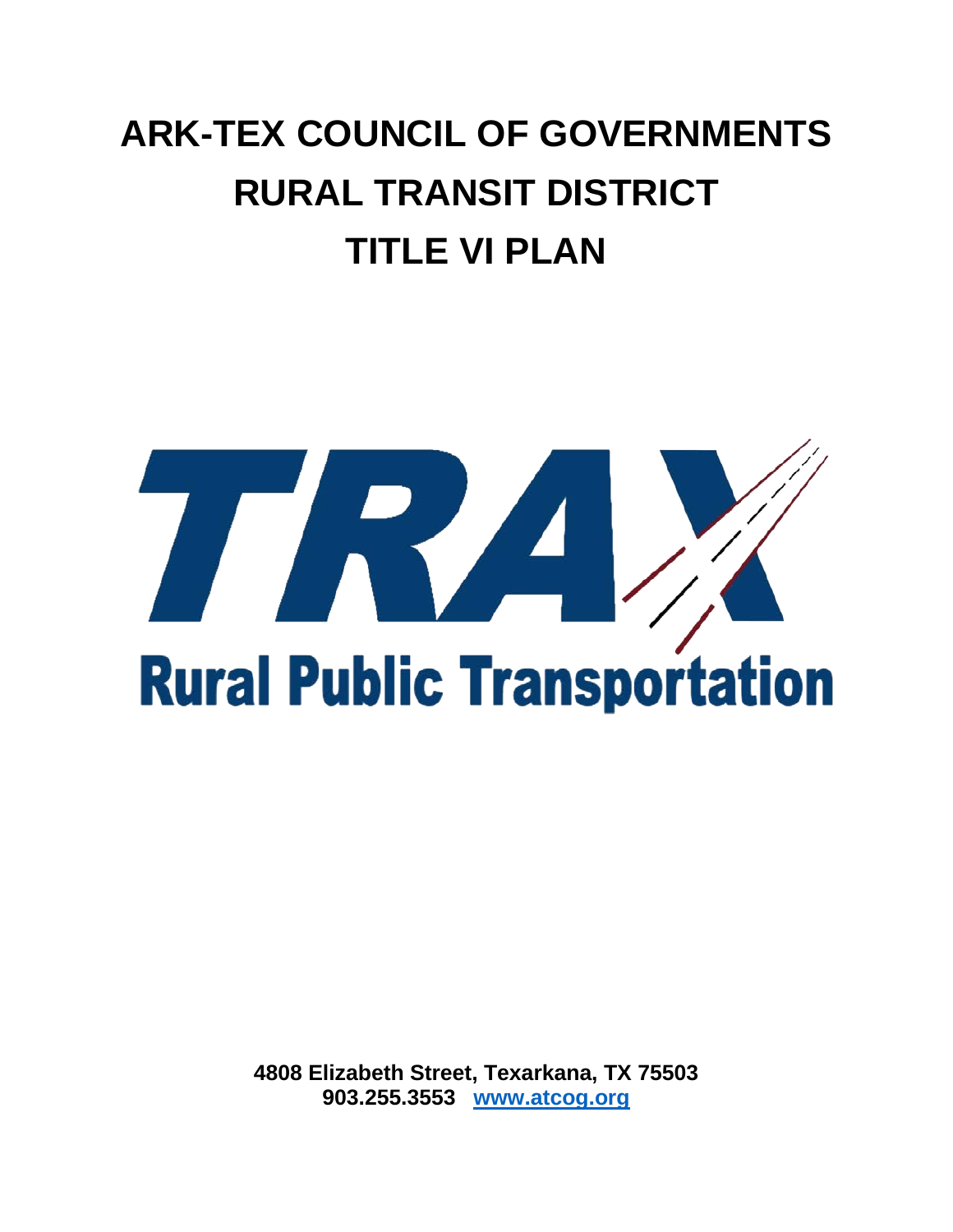# ARK-TEX COUNCIL OF GOVERNMENTS
# RURAL TRANSIT DISTRICT
# TITLE VI PLAN

TRAX

Rural Public Transportation

**4808 Elizabeth Street, Texarkana, TX 75503**
**903.255.3553 [www.atcog.org](http://www.atcog.org)**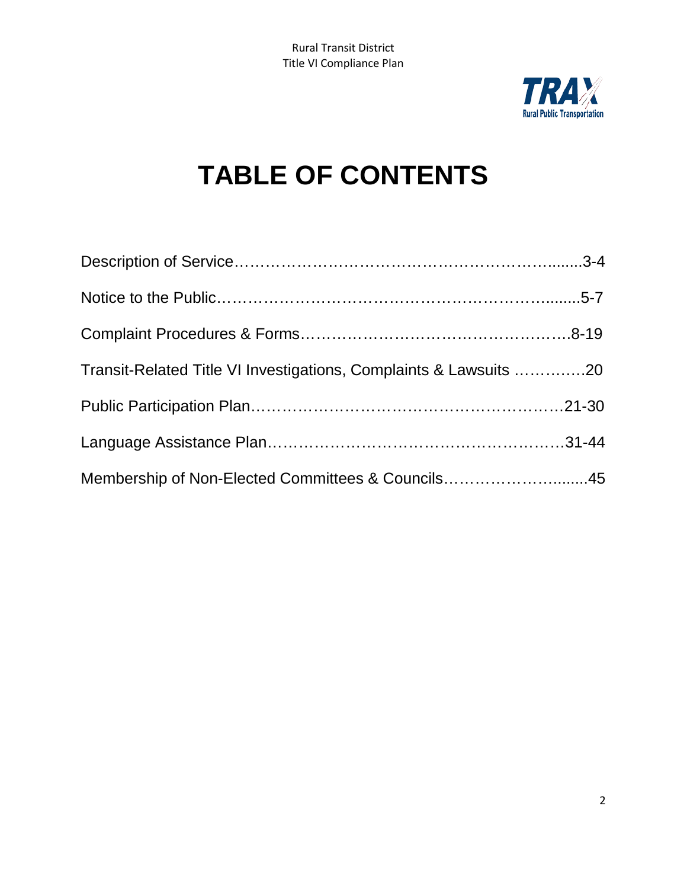# TABLE OF CONTENTS

Description of Service……………………………………………………….......3-4

Notice to the Public……………………………………………………….......5-7

Complaint Procedures & Forms…………………………………………….8-19

Transit-Related Title VI Investigations, Complaints & Lawsuits ………….20

Public Participation Plan…………………………………………………21-30

Language Assistance Plan………………………………………………31-44

Membership of Non-Elected Committees & Councils……………………........45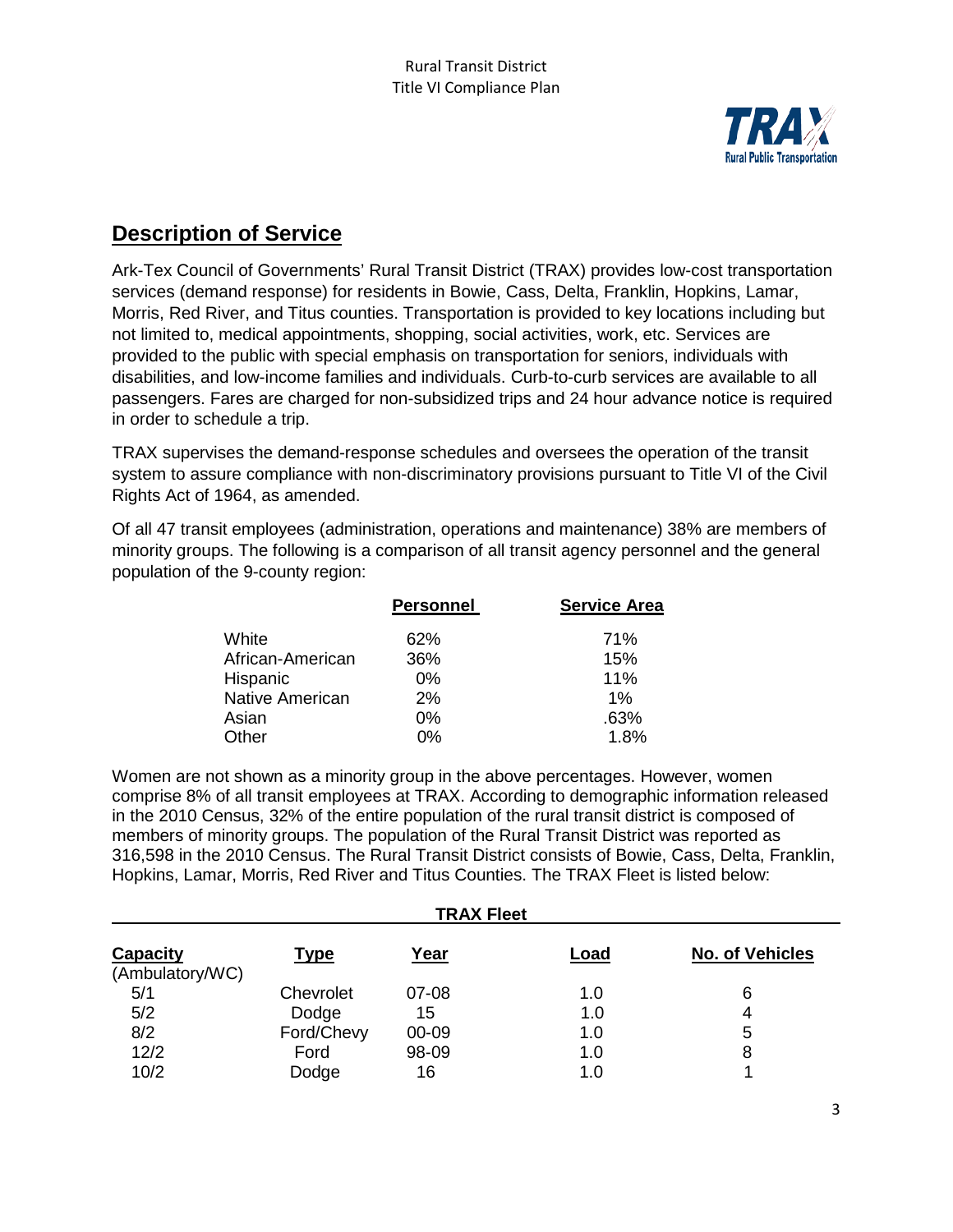## Description of Service

Ark-Tex Council of Governments' Rural Transit District (TRAX) provides low-cost transportation services (demand response) for residents in Bowie, Cass, Delta, Franklin, Hopkins, Lamar, Morris, Red River, and Titus counties. Transportation is provided to key locations including but not limited to, medical appointments, shopping, social activities, work, etc. Services are provided to the public with special emphasis on transportation for seniors, individuals with disabilities, and low-income families and individuals. Curb-to-curb services are available to all passengers. Fares are charged for non-subsidized trips and 24 hour advance notice is required in order to schedule a trip.

TRAX supervises the demand-response schedules and oversees the operation of the transit system to assure compliance with non-discriminatory provisions pursuant to Title VI of the Civil Rights Act of 1964, as amended.

Of all 47 transit employees (administration, operations and maintenance) 38% are members of minority groups. The following is a comparison of all transit agency personnel and the general population of the 9-county region:

| | Personnel | Service Area |
|---|---|---|
| White | 62% | 71% |
| African-American | 36% | 15% |
| Hispanic | 0% | 11% |
| Native American | 2% | 1% |
| Asian | 0% | .63% |
| Other | 0% | 1.8% |

Women are not shown as a minority group in the above percentages. However, women comprise 8% of all transit employees at TRAX. According to demographic information released in the 2010 Census, 32% of the entire population of the rural transit district is composed of members of minority groups. The population of the Rural Transit District was reported as 316,598 in the 2010 Census. The Rural Transit District consists of Bowie, Cass, Delta, Franklin, Hopkins, Lamar, Morris, Red River and Titus Counties. The TRAX Fleet is listed below:

**TRAX Fleet**

| Capacity (Ambulatory/WC) | Type | Year | Load | No. of Vehicles |
|---|---|---|---|---|
| 5/1 | Chevrolet | 07-08 | 1.0 | 6 |
| 5/2 | Dodge | 15 | 1.0 | 4 |
| 8/2 | Ford/Chevy | 00-09 | 1.0 | 5 |
| 12/2 | Ford | 98-09 | 1.0 | 8 |
| 10/2 | Dodge | 16 | 1.0 | 1 |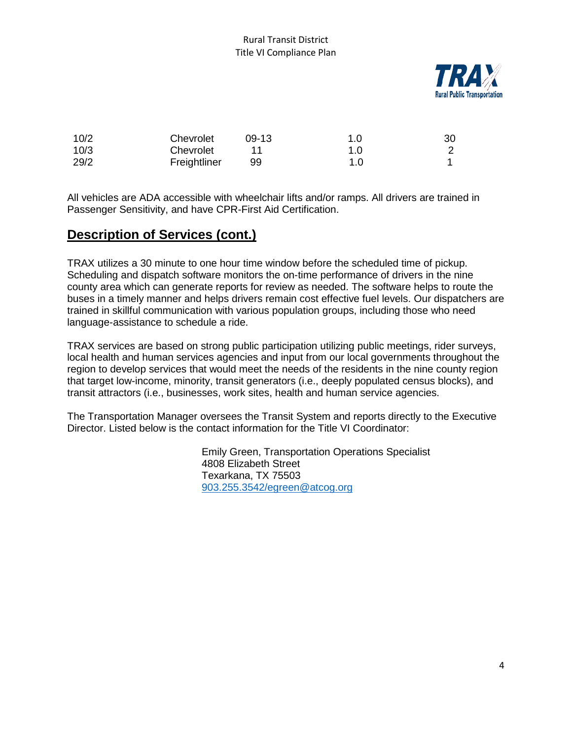| | | | | |
|---|---|---|---|---|
| 10/2 | Chevrolet | 09-13 | 1.0 | 30 |
| 10/3 | Chevrolet | 11 | 1.0 | 2 |
| 29/2 | Freightliner | 99 | 1.0 | 1 |

All vehicles are ADA accessible with wheelchair lifts and/or ramps. All drivers are trained in Passenger Sensitivity, and have CPR-First Aid Certification.

## Description of Services (cont.)

TRAX utilizes a 30 minute to one hour time window before the scheduled time of pickup. Scheduling and dispatch software monitors the on-time performance of drivers in the nine county area which can generate reports for review as needed. The software helps to route the buses in a timely manner and helps drivers remain cost effective fuel levels. Our dispatchers are trained in skillful communication with various population groups, including those who need language-assistance to schedule a ride.

TRAX services are based on strong public participation utilizing public meetings, rider surveys, local health and human services agencies and input from our local governments throughout the region to develop services that would meet the needs of the residents in the nine county region that target low-income, minority, transit generators (i.e., deeply populated census blocks), and transit attractors (i.e., businesses, work sites, health and human service agencies.

The Transportation Manager oversees the Transit System and reports directly to the Executive Director. Listed below is the contact information for the Title VI Coordinator:

Emily Green, Transportation Operations Specialist
4808 Elizabeth Street
Texarkana, TX 75503
903.255.3542/egreen@atcog.org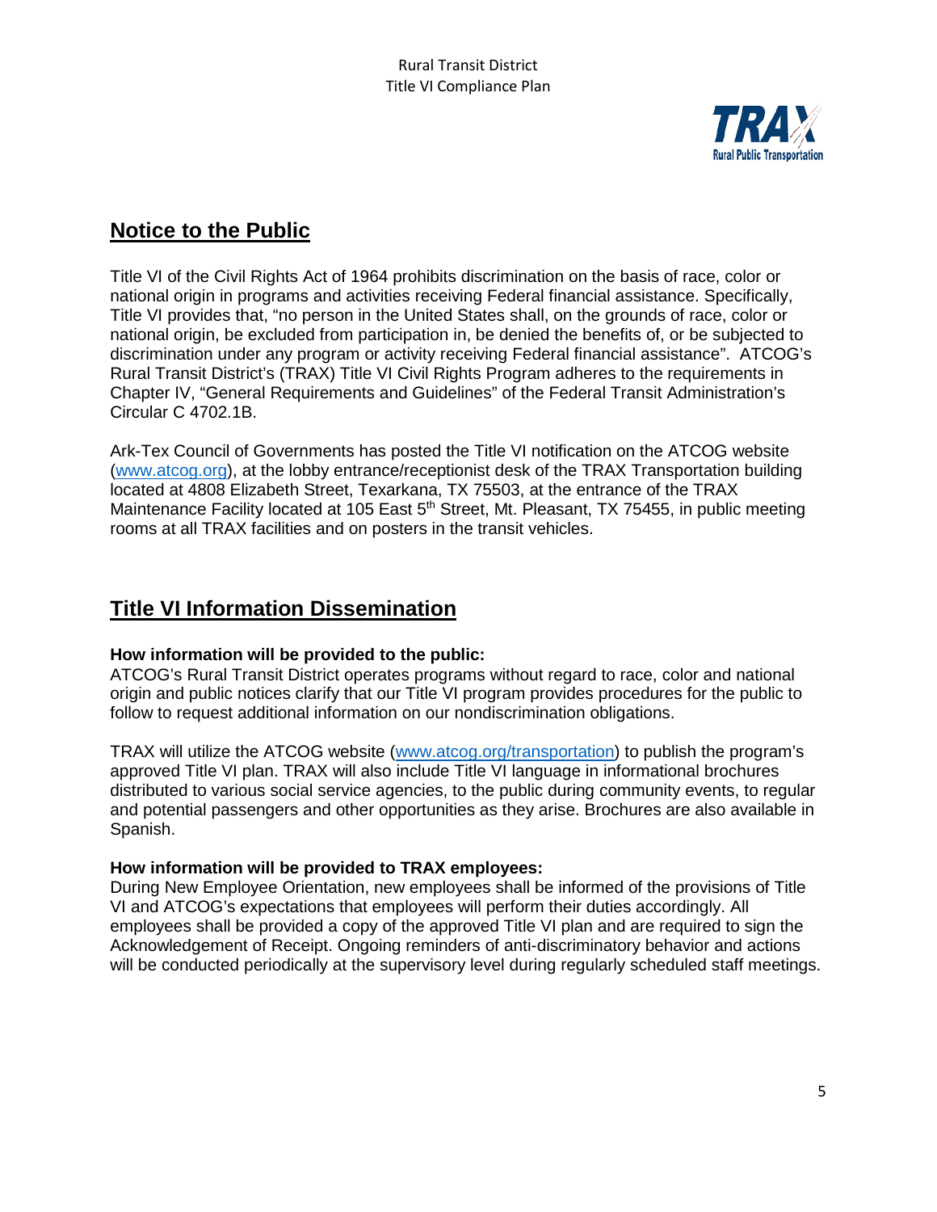## Notice to the Public

Title VI of the Civil Rights Act of 1964 prohibits discrimination on the basis of race, color or national origin in programs and activities receiving Federal financial assistance. Specifically, Title VI provides that, "no person in the United States shall, on the grounds of race, color or national origin, be excluded from participation in, be denied the benefits of, or be subjected to discrimination under any program or activity receiving Federal financial assistance". ATCOG's Rural Transit District's (TRAX) Title VI Civil Rights Program adheres to the requirements in Chapter IV, "General Requirements and Guidelines" of the Federal Transit Administration's Circular C 4702.1B.

Ark-Tex Council of Governments has posted the Title VI notification on the ATCOG website (www.atcog.org), at the lobby entrance/receptionist desk of the TRAX Transportation building located at 4808 Elizabeth Street, Texarkana, TX 75503, at the entrance of the TRAX Maintenance Facility located at 105 East 5th Street, Mt. Pleasant, TX 75455, in public meeting rooms at all TRAX facilities and on posters in the transit vehicles.

## Title VI Information Dissemination

**How information will be provided to the public:**
ATCOG's Rural Transit District operates programs without regard to race, color and national origin and public notices clarify that our Title VI program provides procedures for the public to follow to request additional information on our nondiscrimination obligations.

TRAX will utilize the ATCOG website (www.atcog.org/transportation) to publish the program's approved Title VI plan. TRAX will also include Title VI language in informational brochures distributed to various social service agencies, to the public during community events, to regular and potential passengers and other opportunities as they arise. Brochures are also available in Spanish.

**How information will be provided to TRAX employees:**
During New Employee Orientation, new employees shall be informed of the provisions of Title VI and ATCOG's expectations that employees will perform their duties accordingly. All employees shall be provided a copy of the approved Title VI plan and are required to sign the Acknowledgement of Receipt. Ongoing reminders of anti-discriminatory behavior and actions will be conducted periodically at the supervisory level during regularly scheduled staff meetings.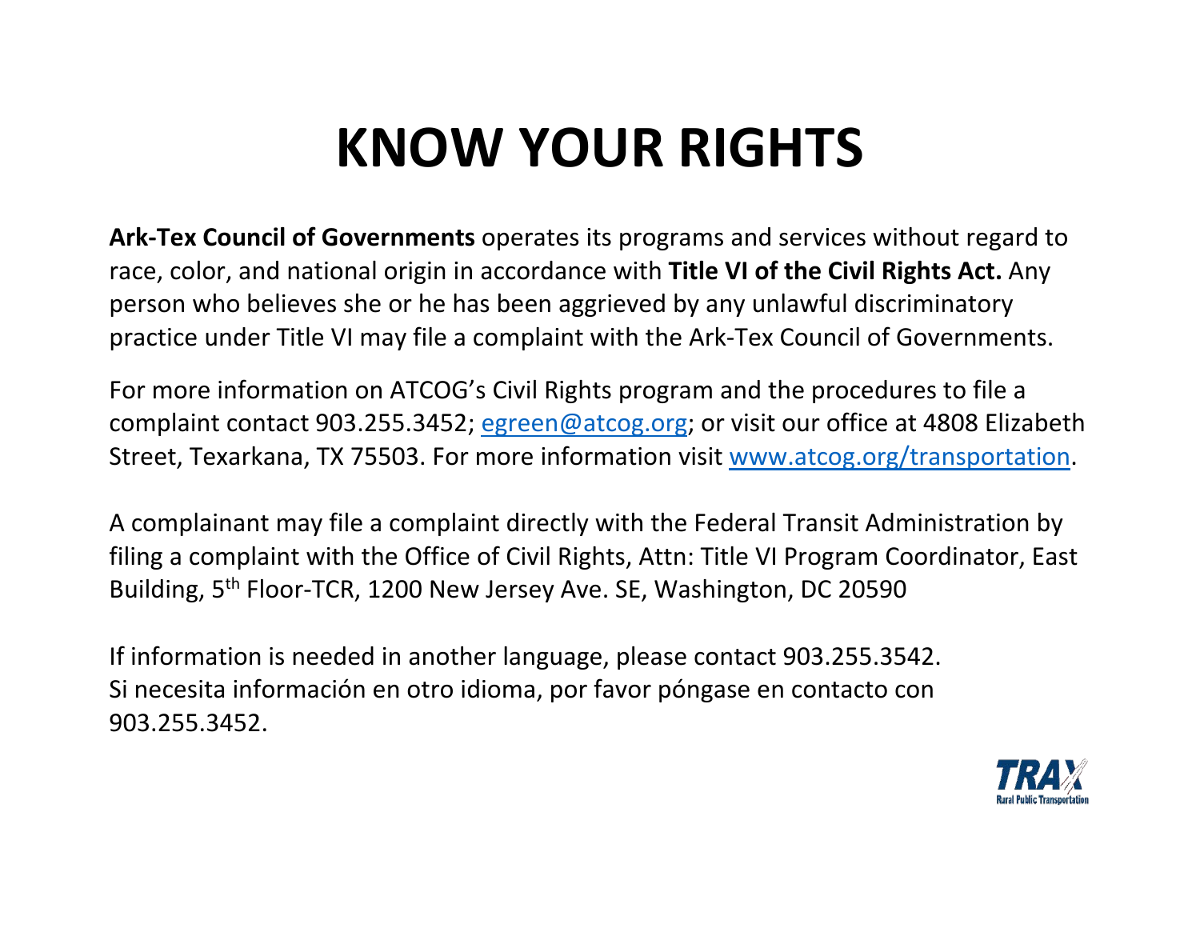# KNOW YOUR RIGHTS

**Ark-Tex Council of Governments** operates its programs and services without regard to race, color, and national origin in accordance with **Title VI of the Civil Rights Act.** Any person who believes she or he has been aggrieved by any unlawful discriminatory practice under Title VI may file a complaint with the Ark-Tex Council of Governments.

For more information on ATCOG's Civil Rights program and the procedures to file a complaint contact 903.255.3452; egreen@atcog.org; or visit our office at 4808 Elizabeth Street, Texarkana, TX 75503. For more information visit www.atcog.org/transportation.

A complainant may file a complaint directly with the Federal Transit Administration by filing a complaint with the Office of Civil Rights, Attn: Title VI Program Coordinator, East Building, 5th Floor-TCR, 1200 New Jersey Ave. SE, Washington, DC 20590

If information is needed in another language, please contact 903.255.3542.
Si necesita información en otro idioma, por favor póngase en contacto con 903.255.3452.

TRAX Rural Public Transportation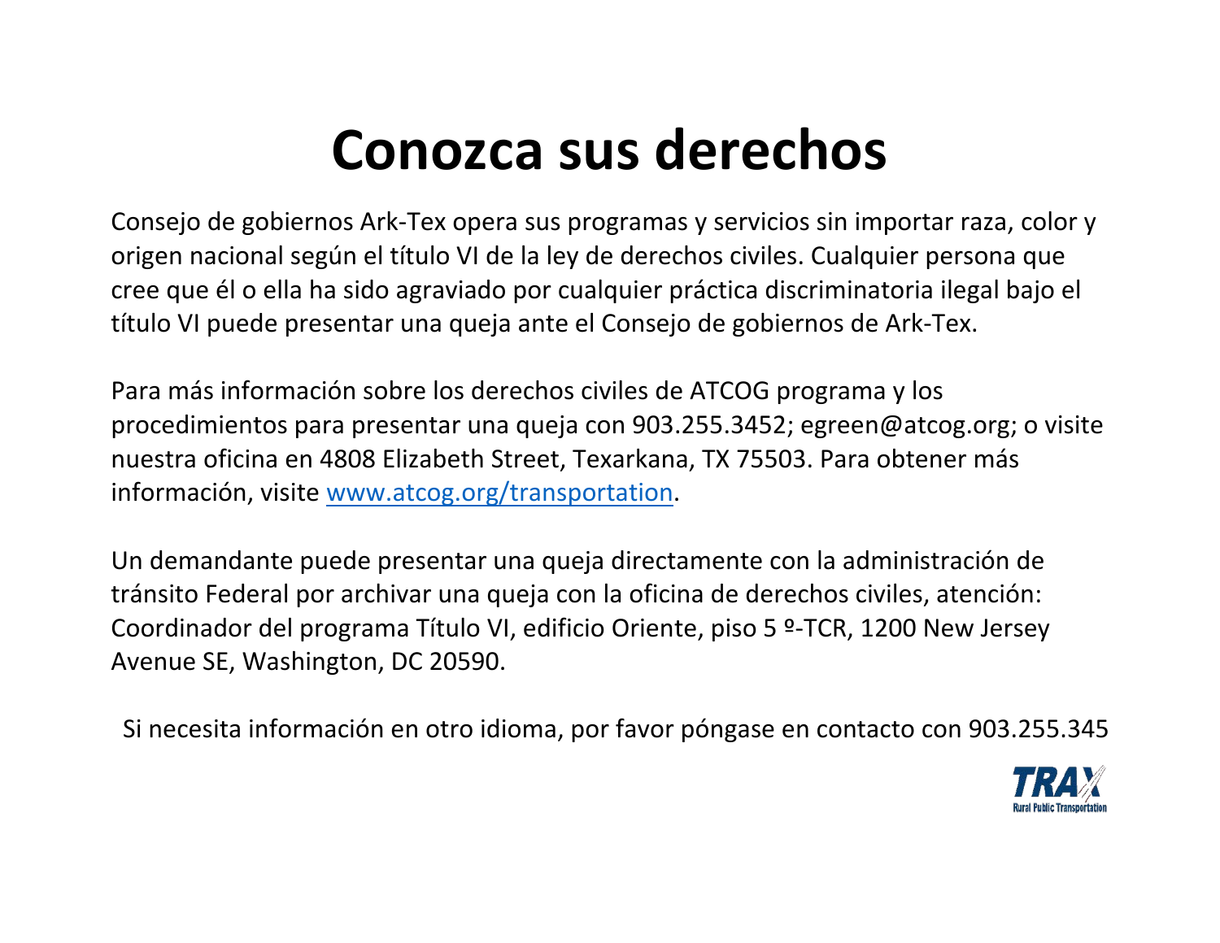# Conozca sus derechos

Consejo de gobiernos Ark-Tex opera sus programas y servicios sin importar raza, color y origen nacional según el título VI de la ley de derechos civiles. Cualquier persona que cree que él o ella ha sido agraviado por cualquier práctica discriminatoria ilegal bajo el título VI puede presentar una queja ante el Consejo de gobiernos de Ark-Tex.

Para más información sobre los derechos civiles de ATCOG programa y los procedimientos para presentar una queja con 903.255.3452; egreen@atcog.org; o visite nuestra oficina en 4808 Elizabeth Street, Texarkana, TX 75503. Para obtener más información, visite [www.atcog.org/transportation](www.atcog.org/transportation).

Un demandante puede presentar una queja directamente con la administración de tránsito Federal por archivar una queja con la oficina de derechos civiles, atención: Coordinador del programa Título VI, edificio Oriente, piso 5 º-TCR, 1200 New Jersey Avenue SE, Washington, DC 20590.

Si necesita información en otro idioma, por favor póngase en contacto con 903.255.345

TRAX
Rural Public Transportation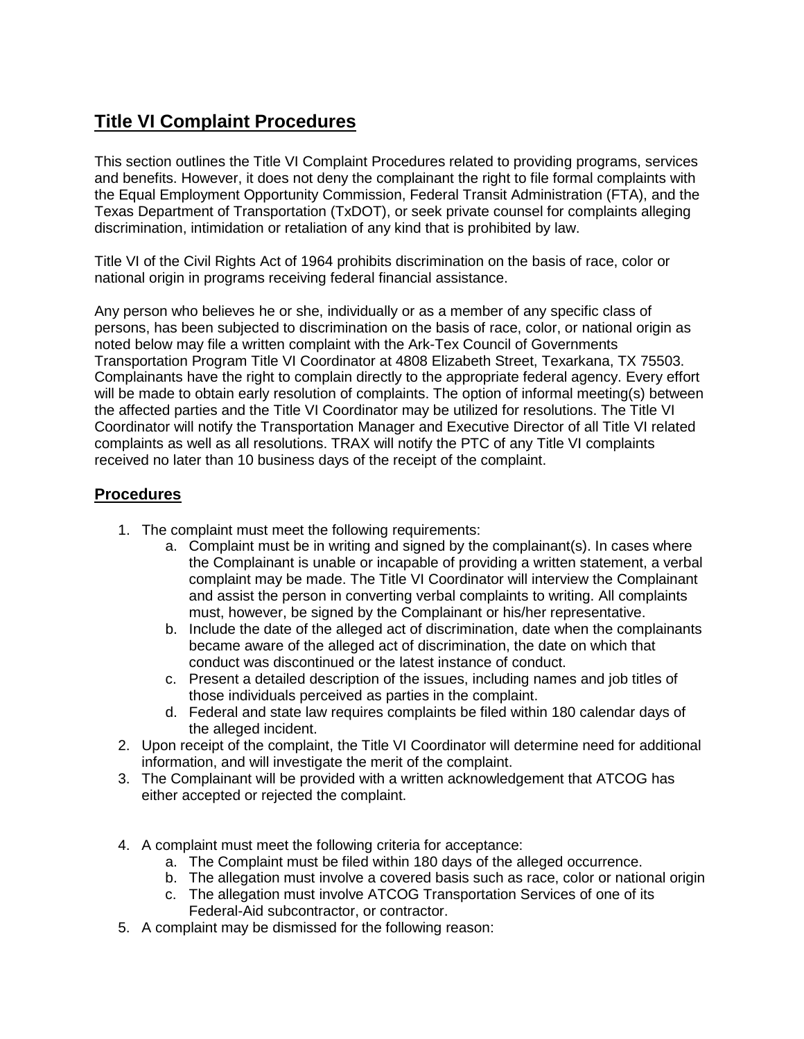## Title VI Complaint Procedures

This section outlines the Title VI Complaint Procedures related to providing programs, services and benefits. However, it does not deny the complainant the right to file formal complaints with the Equal Employment Opportunity Commission, Federal Transit Administration (FTA), and the Texas Department of Transportation (TxDOT), or seek private counsel for complaints alleging discrimination, intimidation or retaliation of any kind that is prohibited by law.

Title VI of the Civil Rights Act of 1964 prohibits discrimination on the basis of race, color or national origin in programs receiving federal financial assistance.

Any person who believes he or she, individually or as a member of any specific class of persons, has been subjected to discrimination on the basis of race, color, or national origin as noted below may file a written complaint with the Ark-Tex Council of Governments Transportation Program Title VI Coordinator at 4808 Elizabeth Street, Texarkana, TX 75503. Complainants have the right to complain directly to the appropriate federal agency. Every effort will be made to obtain early resolution of complaints. The option of informal meeting(s) between the affected parties and the Title VI Coordinator may be utilized for resolutions. The Title VI Coordinator will notify the Transportation Manager and Executive Director of all Title VI related complaints as well as all resolutions. TRAX will notify the PTC of any Title VI complaints received no later than 10 business days of the receipt of the complaint.

### Procedures

1. The complaint must meet the following requirements:
   a. Complaint must be in writing and signed by the complainant(s). In cases where the Complainant is unable or incapable of providing a written statement, a verbal complaint may be made. The Title VI Coordinator will interview the Complainant and assist the person in converting verbal complaints to writing. All complaints must, however, be signed by the Complainant or his/her representative.
   b. Include the date of the alleged act of discrimination, date when the complainants became aware of the alleged act of discrimination, the date on which that conduct was discontinued or the latest instance of conduct.
   c. Present a detailed description of the issues, including names and job titles of those individuals perceived as parties in the complaint.
   d. Federal and state law requires complaints be filed within 180 calendar days of the alleged incident.
2. Upon receipt of the complaint, the Title VI Coordinator will determine need for additional information, and will investigate the merit of the complaint.
3. The Complainant will be provided with a written acknowledgement that ATCOG has either accepted or rejected the complaint.
4. A complaint must meet the following criteria for acceptance:
   a. The Complaint must be filed within 180 days of the alleged occurrence.
   b. The allegation must involve a covered basis such as race, color or national origin
   c. The allegation must involve ATCOG Transportation Services of one of its Federal-Aid subcontractor, or contractor.
5. A complaint may be dismissed for the following reason: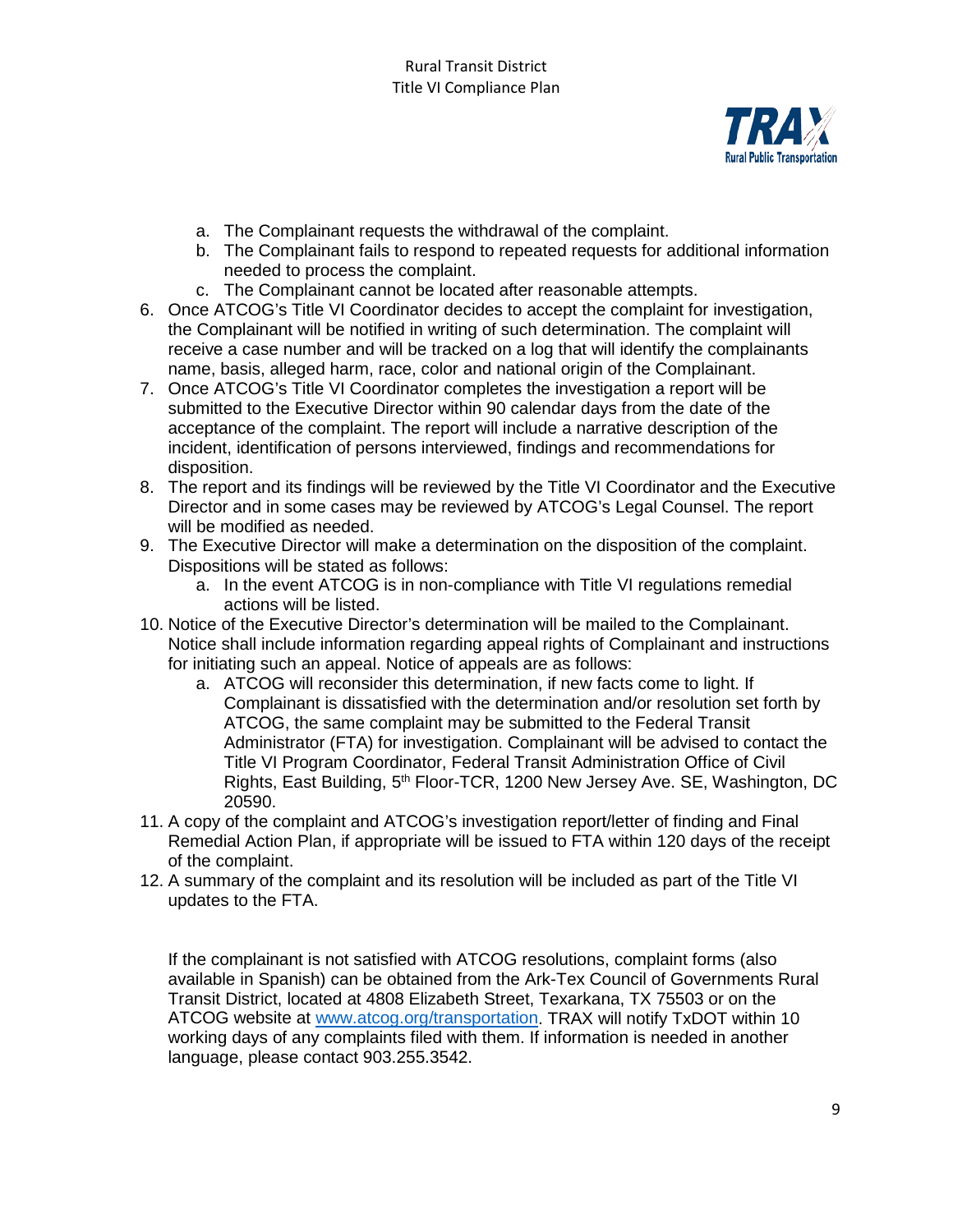a. The Complainant requests the withdrawal of the complaint.
   b. The Complainant fails to respond to repeated requests for additional information needed to process the complaint.
   c. The Complainant cannot be located after reasonable attempts.

6. Once ATCOG's Title VI Coordinator decides to accept the complaint for investigation, the Complainant will be notified in writing of such determination. The complaint will receive a case number and will be tracked on a log that will identify the complainants name, basis, alleged harm, race, color and national origin of the Complainant.
7. Once ATCOG's Title VI Coordinator completes the investigation a report will be submitted to the Executive Director within 90 calendar days from the date of the acceptance of the complaint. The report will include a narrative description of the incident, identification of persons interviewed, findings and recommendations for disposition.
8. The report and its findings will be reviewed by the Title VI Coordinator and the Executive Director and in some cases may be reviewed by ATCOG's Legal Counsel. The report will be modified as needed.
9. The Executive Director will make a determination on the disposition of the complaint. Dispositions will be stated as follows:
   a. In the event ATCOG is in non-compliance with Title VI regulations remedial actions will be listed.
10. Notice of the Executive Director's determination will be mailed to the Complainant. Notice shall include information regarding appeal rights of Complainant and instructions for initiating such an appeal. Notice of appeals are as follows:
    a. ATCOG will reconsider this determination, if new facts come to light. If Complainant is dissatisfied with the determination and/or resolution set forth by ATCOG, the same complaint may be submitted to the Federal Transit Administrator (FTA) for investigation. Complainant will be advised to contact the Title VI Program Coordinator, Federal Transit Administration Office of Civil Rights, East Building, 5th Floor-TCR, 1200 New Jersey Ave. SE, Washington, DC 20590.
11. A copy of the complaint and ATCOG's investigation report/letter of finding and Final Remedial Action Plan, if appropriate will be issued to FTA within 120 days of the receipt of the complaint.
12. A summary of the complaint and its resolution will be included as part of the Title VI updates to the FTA.

If the complainant is not satisfied with ATCOG resolutions, complaint forms (also available in Spanish) can be obtained from the Ark-Tex Council of Governments Rural Transit District, located at 4808 Elizabeth Street, Texarkana, TX 75503 or on the ATCOG website at [www.atcog.org/transportation](www.atcog.org/transportation). TRAX will notify TxDOT within 10 working days of any complaints filed with them. If information is needed in another language, please contact 903.255.3542.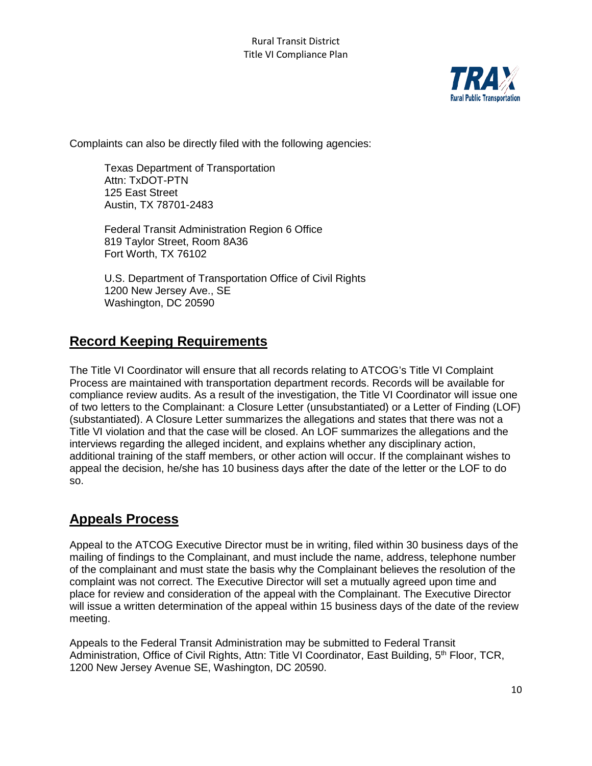Complaints can also be directly filed with the following agencies:

Texas Department of Transportation
Attn: TxDOT-PTN
125 East Street
Austin, TX 78701-2483

Federal Transit Administration Region 6 Office
819 Taylor Street, Room 8A36
Fort Worth, TX 76102

U.S. Department of Transportation Office of Civil Rights
1200 New Jersey Ave., SE
Washington, DC 20590

## **Record Keeping Requirements**

The Title VI Coordinator will ensure that all records relating to ATCOG's Title VI Complaint Process are maintained with transportation department records. Records will be available for compliance review audits. As a result of the investigation, the Title VI Coordinator will issue one of two letters to the Complainant: a Closure Letter (unsubstantiated) or a Letter of Finding (LOF) (substantiated). A Closure Letter summarizes the allegations and states that there was not a Title VI violation and that the case will be closed. An LOF summarizes the allegations and the interviews regarding the alleged incident, and explains whether any disciplinary action, additional training of the staff members, or other action will occur. If the complainant wishes to appeal the decision, he/she has 10 business days after the date of the letter or the LOF to do so.

## **Appeals Process**

Appeal to the ATCOG Executive Director must be in writing, filed within 30 business days of the mailing of findings to the Complainant, and must include the name, address, telephone number of the complainant and must state the basis why the Complainant believes the resolution of the complaint was not correct. The Executive Director will set a mutually agreed upon time and place for review and consideration of the appeal with the Complainant. The Executive Director will issue a written determination of the appeal within 15 business days of the date of the review meeting.

Appeals to the Federal Transit Administration may be submitted to Federal Transit Administration, Office of Civil Rights, Attn: Title VI Coordinator, East Building, 5th Floor, TCR, 1200 New Jersey Avenue SE, Washington, DC 20590.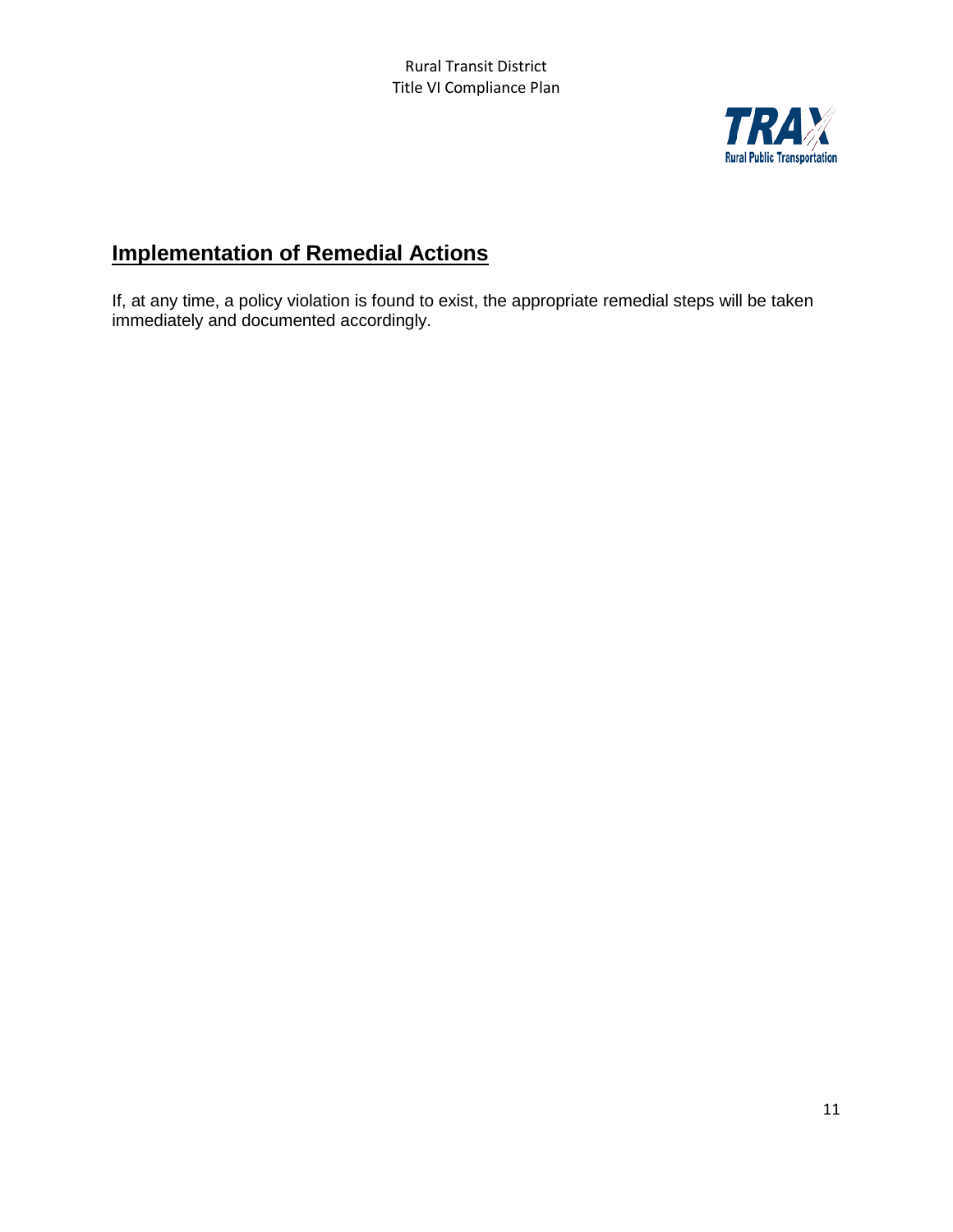## Implementation of Remedial Actions

If, at any time, a policy violation is found to exist, the appropriate remedial steps will be taken immediately and documented accordingly.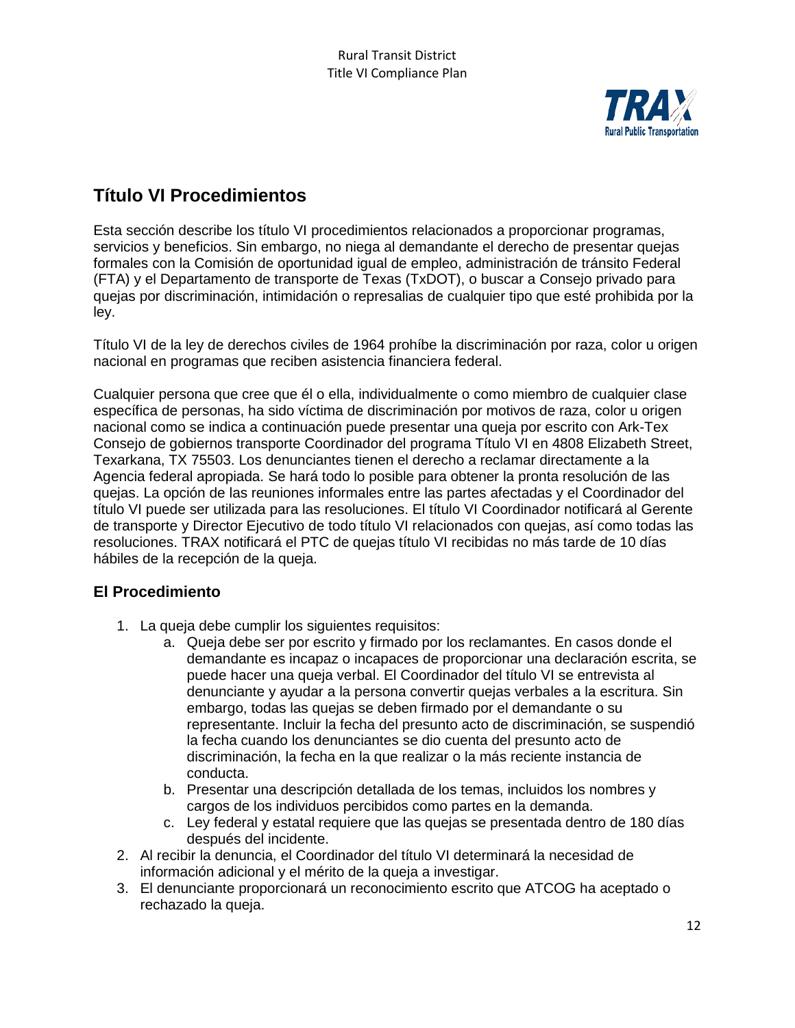## Título VI Procedimientos

Esta sección describe los título VI procedimientos relacionados a proporcionar programas, servicios y beneficios. Sin embargo, no niega al demandante el derecho de presentar quejas formales con la Comisión de oportunidad igual de empleo, administración de tránsito Federal (FTA) y el Departamento de transporte de Texas (TxDOT), o buscar a Consejo privado para quejas por discriminación, intimidación o represalias de cualquier tipo que esté prohibida por la ley.

Título VI de la ley de derechos civiles de 1964 prohíbe la discriminación por raza, color u origen nacional en programas que reciben asistencia financiera federal.

Cualquier persona que cree que él o ella, individualmente o como miembro de cualquier clase específica de personas, ha sido víctima de discriminación por motivos de raza, color u origen nacional como se indica a continuación puede presentar una queja por escrito con Ark-Tex Consejo de gobiernos transporte Coordinador del programa Título VI en 4808 Elizabeth Street, Texarkana, TX 75503. Los denunciantes tienen el derecho a reclamar directamente a la Agencia federal apropiada. Se hará todo lo posible para obtener la pronta resolución de las quejas. La opción de las reuniones informales entre las partes afectadas y el Coordinador del título VI puede ser utilizada para las resoluciones. El título VI Coordinador notificará al Gerente de transporte y Director Ejecutivo de todo título VI relacionados con quejas, así como todas las resoluciones. TRAX notificará el PTC de quejas título VI recibidas no más tarde de 10 días hábiles de la recepción de la queja.

### El Procedimiento

1. La queja debe cumplir los siguientes requisitos:
    a. Queja debe ser por escrito y firmado por los reclamantes. En casos donde el demandante es incapaz o incapaces de proporcionar una declaración escrita, se puede hacer una queja verbal. El Coordinador del título VI se entrevista al denunciante y ayudar a la persona convertir quejas verbales a la escritura. Sin embargo, todas las quejas se deben firmado por el demandante o su representante. Incluir la fecha del presunto acto de discriminación, se suspendió la fecha cuando los denunciantes se dio cuenta del presunto acto de discriminación, la fecha en la que realizar o la más reciente instancia de conducta.
    b. Presentar una descripción detallada de los temas, incluidos los nombres y cargos de los individuos percibidos como partes en la demanda.
    c. Ley federal y estatal requiere que las quejas se presentada dentro de 180 días después del incidente.
2. Al recibir la denuncia, el Coordinador del título VI determinará la necesidad de información adicional y el mérito de la queja a investigar.
3. El denunciante proporcionará un reconocimiento escrito que ATCOG ha aceptado o rechazado la queja.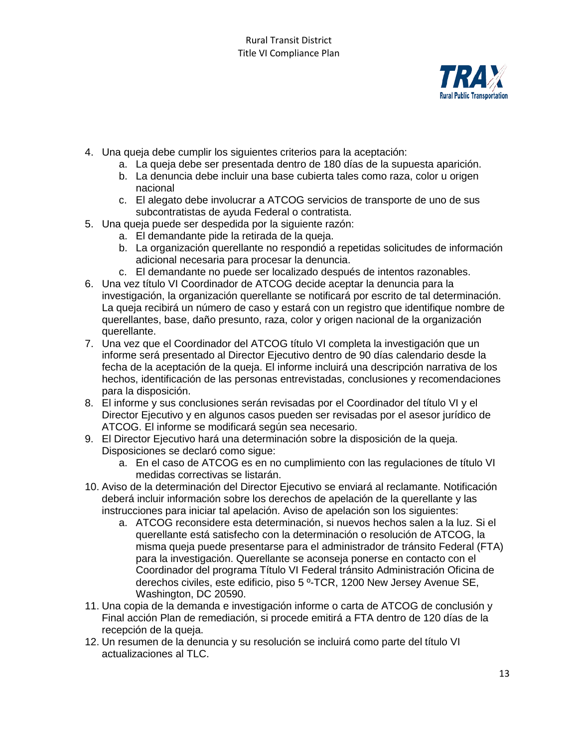4. Una queja debe cumplir los siguientes criterios para la aceptación:
   a. La queja debe ser presentada dentro de 180 días de la supuesta aparición.
   b. La denuncia debe incluir una base cubierta tales como raza, color u origen nacional
   c. El alegato debe involucrar a ATCOG servicios de transporte de uno de sus subcontratistas de ayuda Federal o contratista.
5. Una queja puede ser despedida por la siguiente razón:
   a. El demandante pide la retirada de la queja.
   b. La organización querellante no respondió a repetidas solicitudes de información adicional necesaria para procesar la denuncia.
   c. El demandante no puede ser localizado después de intentos razonables.
6. Una vez título VI Coordinador de ATCOG decide aceptar la denuncia para la investigación, la organización querellante se notificará por escrito de tal determinación. La queja recibirá un número de caso y estará con un registro que identifique nombre de querellantes, base, daño presunto, raza, color y origen nacional de la organización querellante.
7. Una vez que el Coordinador del ATCOG título VI completa la investigación que un informe será presentado al Director Ejecutivo dentro de 90 días calendario desde la fecha de la aceptación de la queja. El informe incluirá una descripción narrativa de los hechos, identificación de las personas entrevistadas, conclusiones y recomendaciones para la disposición.
8. El informe y sus conclusiones serán revisadas por el Coordinador del título VI y el Director Ejecutivo y en algunos casos pueden ser revisadas por el asesor jurídico de ATCOG. El informe se modificará según sea necesario.
9. El Director Ejecutivo hará una determinación sobre la disposición de la queja. Disposiciones se declaró como sigue:
   a. En el caso de ATCOG es en no cumplimiento con las regulaciones de título VI medidas correctivas se listarán.
10. Aviso de la determinación del Director Ejecutivo se enviará al reclamante. Notificación deberá incluir información sobre los derechos de apelación de la querellante y las instrucciones para iniciar tal apelación. Aviso de apelación son los siguientes:
    a. ATCOG reconsidere esta determinación, si nuevos hechos salen a la luz. Si el querellante está satisfecho con la determinación o resolución de ATCOG, la misma queja puede presentarse para el administrador de tránsito Federal (FTA) para la investigación. Querellante se aconseja ponerse en contacto con el Coordinador del programa Título VI Federal tránsito Administración Oficina de derechos civiles, este edificio, piso 5 º-TCR, 1200 New Jersey Avenue SE, Washington, DC 20590.
11. Una copia de la demanda e investigación informe o carta de ATCOG de conclusión y Final acción Plan de remediación, si procede emitirá a FTA dentro de 120 días de la recepción de la queja.
12. Un resumen de la denuncia y su resolución se incluirá como parte del título VI actualizaciones al TLC.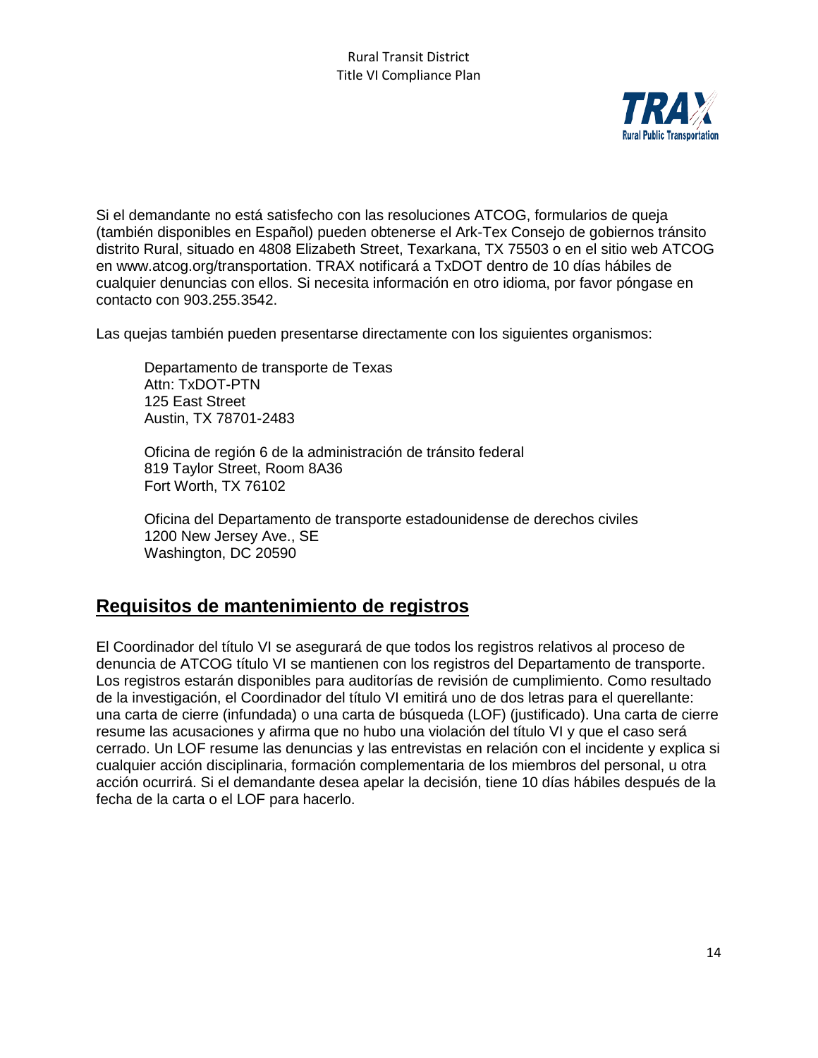Si el demandante no está satisfecho con las resoluciones ATCOG, formularios de queja (también disponibles en Español) pueden obtenerse el Ark-Tex Consejo de gobiernos tránsito distrito Rural, situado en 4808 Elizabeth Street, Texarkana, TX 75503 o en el sitio web ATCOG en www.atcog.org/transportation. TRAX notificará a TxDOT dentro de 10 días hábiles de cualquier denuncias con ellos. Si necesita información en otro idioma, por favor póngase en contacto con 903.255.3542.

Las quejas también pueden presentarse directamente con los siguientes organismos:

Departamento de transporte de Texas  
Attn: TxDOT-PTN  
125 East Street  
Austin, TX 78701-2483

Oficina de región 6 de la administración de tránsito federal  
819 Taylor Street, Room 8A36  
Fort Worth, TX 76102

Oficina del Departamento de transporte estadounidense de derechos civiles  
1200 New Jersey Ave., SE  
Washington, DC 20590

## Requisitos de mantenimiento de registros

El Coordinador del título VI se asegurará de que todos los registros relativos al proceso de denuncia de ATCOG título VI se mantienen con los registros del Departamento de transporte. Los registros estarán disponibles para auditorías de revisión de cumplimiento. Como resultado de la investigación, el Coordinador del título VI emitirá uno de dos letras para el querellante: una carta de cierre (infundada) o una carta de búsqueda (LOF) (justificado). Una carta de cierre resume las acusaciones y afirma que no hubo una violación del título VI y que el caso será cerrado. Un LOF resume las denuncias y las entrevistas en relación con el incidente y explica si cualquier acción disciplinaria, formación complementaria de los miembros del personal, u otra acción ocurrirá. Si el demandante desea apelar la decisión, tiene 10 días hábiles después de la fecha de la carta o el LOF para hacerlo.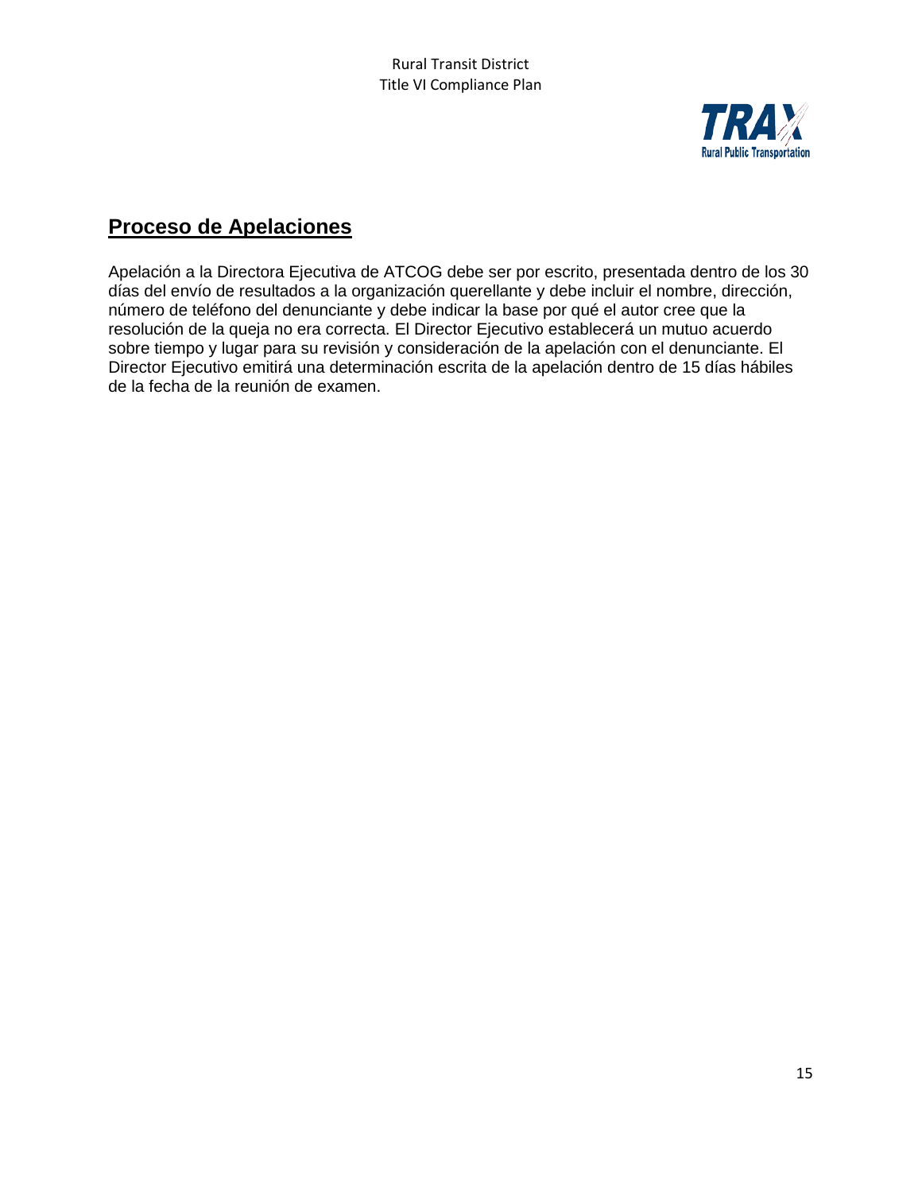## Proceso de Apelaciones

Apelación a la Directora Ejecutiva de ATCOG debe ser por escrito, presentada dentro de los 30 días del envío de resultados a la organización querellante y debe incluir el nombre, dirección, número de teléfono del denunciante y debe indicar la base por qué el autor cree que la resolución de la queja no era correcta. El Director Ejecutivo establecerá un mutuo acuerdo sobre tiempo y lugar para su revisión y consideración de la apelación con el denunciante. El Director Ejecutivo emitirá una determinación escrita de la apelación dentro de 15 días hábiles de la fecha de la reunión de examen.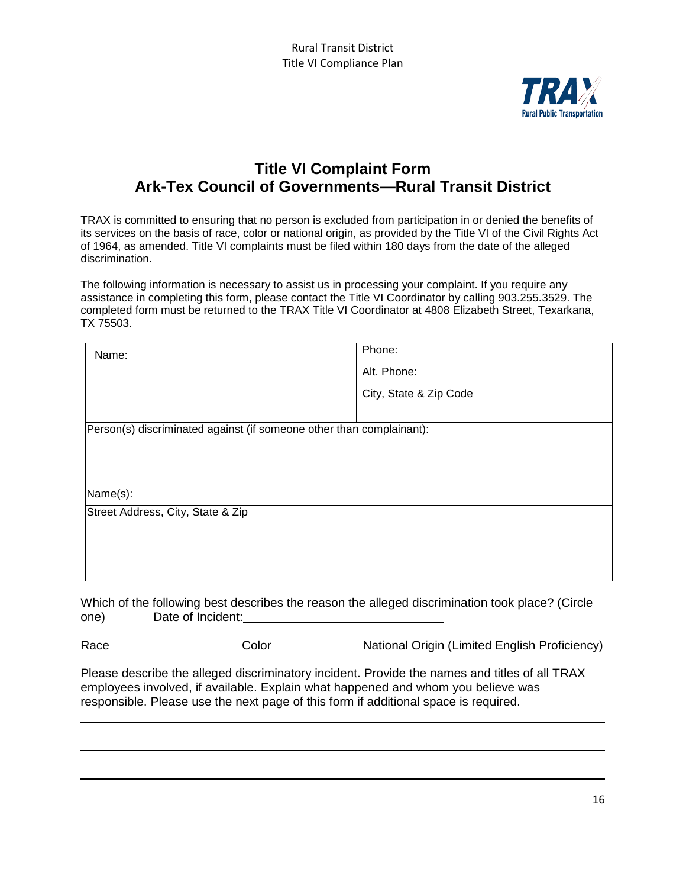# Title VI Complaint Form
## Ark-Tex Council of Governments—Rural Transit District

TRAX is committed to ensuring that no person is excluded from participation in or denied the benefits of its services on the basis of race, color or national origin, as provided by the Title VI of the Civil Rights Act of 1964, as amended. Title VI complaints must be filed within 180 days from the date of the alleged discrimination.

The following information is necessary to assist us in processing your complaint. If you require any assistance in completing this form, please contact the Title VI Coordinator by calling 903.255.3529. The completed form must be returned to the TRAX Title VI Coordinator at 4808 Elizabeth Street, Texarkana, TX 75503.

| Name: | Phone: |
|---|---|
| | Alt. Phone: |
| | City, State & Zip Code |
| Person(s) discriminated against (if someone other than complainant): Name(s): | |
| Street Address, City, State & Zip | |

Which of the following best describes the reason the alleged discrimination took place? (Circle one) Date of Incident: \_\_\_\_\_\_\_\_\_\_\_\_\_\_\_\_\_\_\_\_\_\_\_\_\_\_

Race Color National Origin (Limited English Proficiency)

Please describe the alleged discriminatory incident. Provide the names and titles of all TRAX employees involved, if available. Explain what happened and whom you believe was responsible. Please use the next page of this form if additional space is required.

\_\_\_\_\_\_\_\_\_\_\_\_\_\_\_\_\_\_\_\_\_\_\_\_\_\_\_\_\_\_\_\_\_\_\_\_\_\_\_\_\_\_\_\_\_\_\_\_\_\_\_\_\_\_\_\_\_\_\_\_\_\_\_\_\_\_\_\_\_\_\_\_

\_\_\_\_\_\_\_\_\_\_\_\_\_\_\_\_\_\_\_\_\_\_\_\_\_\_\_\_\_\_\_\_\_\_\_\_\_\_\_\_\_\_\_\_\_\_\_\_\_\_\_\_\_\_\_\_\_\_\_\_\_\_\_\_\_\_\_\_\_\_\_\_

\_\_\_\_\_\_\_\_\_\_\_\_\_\_\_\_\_\_\_\_\_\_\_\_\_\_\_\_\_\_\_\_\_\_\_\_\_\_\_\_\_\_\_\_\_\_\_\_\_\_\_\_\_\_\_\_\_\_\_\_\_\_\_\_\_\_\_\_\_\_\_\_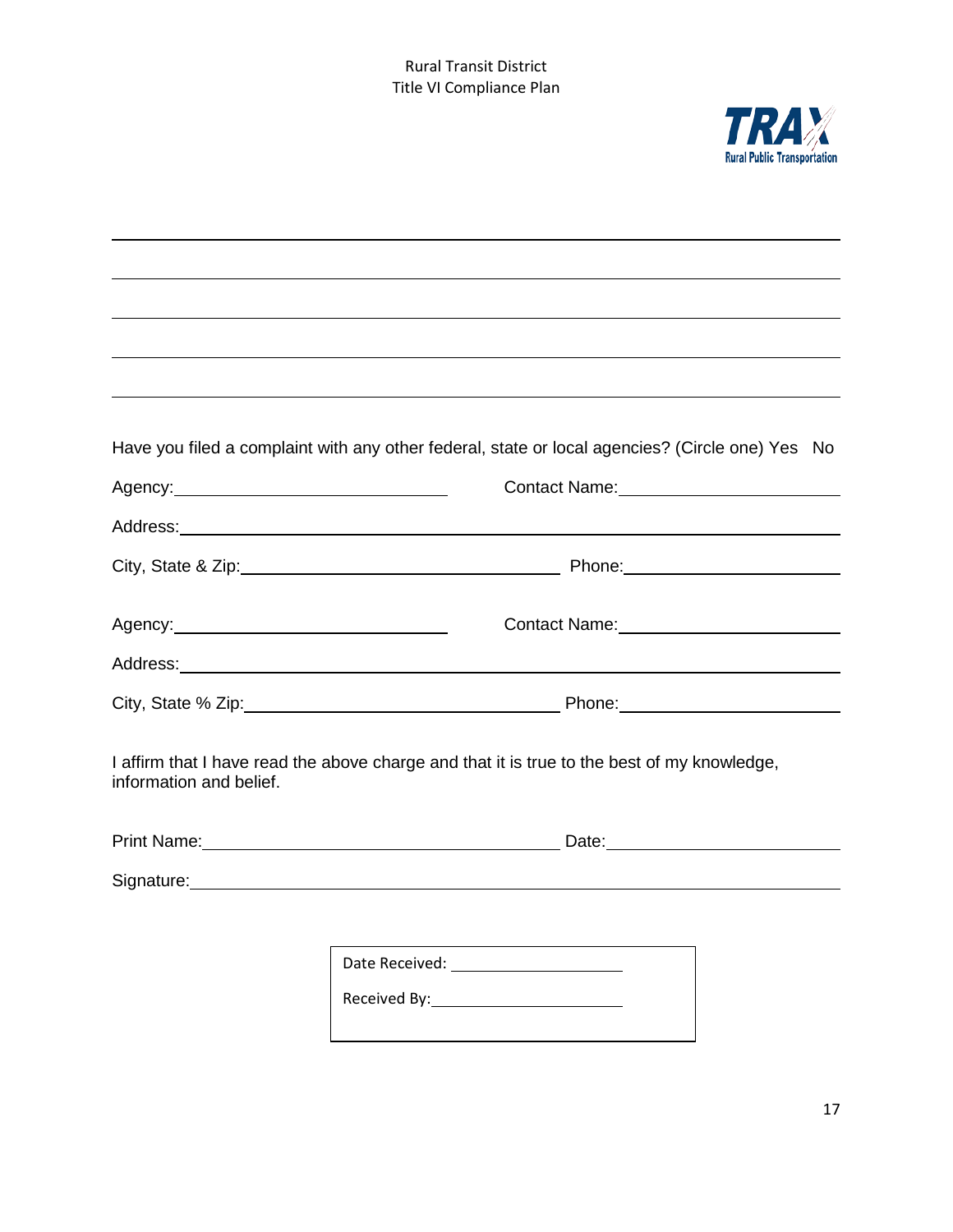\_\_\_\_\_\_\_\_\_\_\_\_\_\_\_\_\_\_\_\_\_\_\_\_\_\_\_\_\_\_\_\_\_\_\_\_\_\_\_\_\_\_\_\_\_\_\_\_\_\_\_\_\_\_\_\_\_\_\_\_\_\_\_\_\_\_\_\_\_\_

\_\_\_\_\_\_\_\_\_\_\_\_\_\_\_\_\_\_\_\_\_\_\_\_\_\_\_\_\_\_\_\_\_\_\_\_\_\_\_\_\_\_\_\_\_\_\_\_\_\_\_\_\_\_\_\_\_\_\_\_\_\_\_\_\_\_\_\_\_\_

\_\_\_\_\_\_\_\_\_\_\_\_\_\_\_\_\_\_\_\_\_\_\_\_\_\_\_\_\_\_\_\_\_\_\_\_\_\_\_\_\_\_\_\_\_\_\_\_\_\_\_\_\_\_\_\_\_\_\_\_\_\_\_\_\_\_\_\_\_\_

\_\_\_\_\_\_\_\_\_\_\_\_\_\_\_\_\_\_\_\_\_\_\_\_\_\_\_\_\_\_\_\_\_\_\_\_\_\_\_\_\_\_\_\_\_\_\_\_\_\_\_\_\_\_\_\_\_\_\_\_\_\_\_\_\_\_\_\_\_\_

\_\_\_\_\_\_\_\_\_\_\_\_\_\_\_\_\_\_\_\_\_\_\_\_\_\_\_\_\_\_\_\_\_\_\_\_\_\_\_\_\_\_\_\_\_\_\_\_\_\_\_\_\_\_\_\_\_\_\_\_\_\_\_\_\_\_\_\_\_\_

Have you filed a complaint with any other federal, state or local agencies? (Circle one) Yes No

Agency:\_\_\_\_\_\_\_\_\_\_\_\_\_\_\_\_\_\_\_\_\_\_\_\_\_\_\_\_ Contact Name:\_\_\_\_\_\_\_\_\_\_\_\_\_\_\_\_\_\_\_\_\_\_

Address:\_\_\_\_\_\_\_\_\_\_\_\_\_\_\_\_\_\_\_\_\_\_\_\_\_\_\_\_\_\_\_\_\_\_\_\_\_\_\_\_\_\_\_\_\_\_\_\_\_\_\_\_\_\_\_\_\_\_\_\_\_\_

City, State & Zip:\_\_\_\_\_\_\_\_\_\_\_\_\_\_\_\_\_\_\_\_\_\_\_\_\_\_\_\_ Phone:\_\_\_\_\_\_\_\_\_\_\_\_\_\_\_\_\_\_\_\_\_\_

Agency:\_\_\_\_\_\_\_\_\_\_\_\_\_\_\_\_\_\_\_\_\_\_\_\_\_\_\_\_ Contact Name:\_\_\_\_\_\_\_\_\_\_\_\_\_\_\_\_\_\_\_\_\_\_

Address:\_\_\_\_\_\_\_\_\_\_\_\_\_\_\_\_\_\_\_\_\_\_\_\_\_\_\_\_\_\_\_\_\_\_\_\_\_\_\_\_\_\_\_\_\_\_\_\_\_\_\_\_\_\_\_\_\_\_\_\_\_\_

City, State % Zip:\_\_\_\_\_\_\_\_\_\_\_\_\_\_\_\_\_\_\_\_\_\_\_\_\_\_\_\_ Phone:\_\_\_\_\_\_\_\_\_\_\_\_\_\_\_\_\_\_\_\_\_\_

I affirm that I have read the above charge and that it is true to the best of my knowledge, information and belief.

Print Name:\_\_\_\_\_\_\_\_\_\_\_\_\_\_\_\_\_\_\_\_\_\_\_\_\_\_\_\_\_\_\_\_\_\_ Date:\_\_\_\_\_\_\_\_\_\_\_\_\_\_\_\_\_\_\_\_\_\_

Signature:\_\_\_\_\_\_\_\_\_\_\_\_\_\_\_\_\_\_\_\_\_\_\_\_\_\_\_\_\_\_\_\_\_\_\_\_\_\_\_\_\_\_\_\_\_\_\_\_\_\_\_\_\_\_\_\_\_\_\_\_

| Date Received: \_\_\_\_\_\_\_\_\_\_\_\_\_\_\_\_\_\_ |
|---|
| Received By:\_\_\_\_\_\_\_\_\_\_\_\_\_\_\_\_\_\_\_\_ |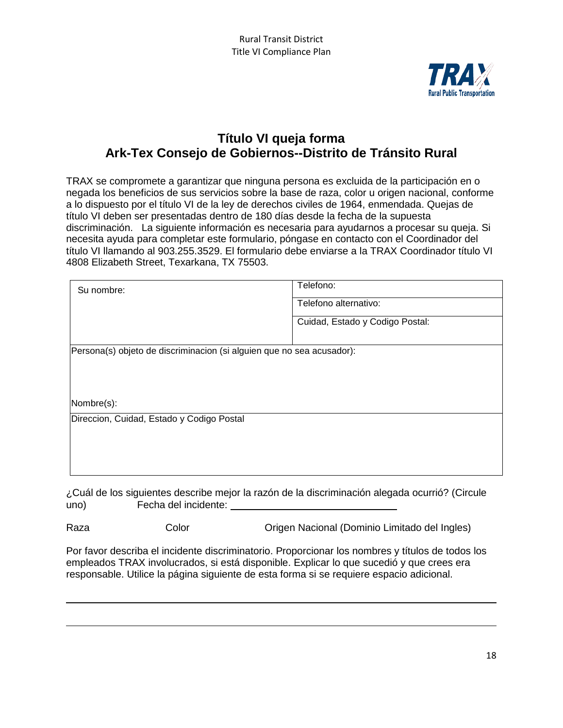# Título VI queja forma

# Ark-Tex Consejo de Gobiernos--Distrito de Tránsito Rural

TRAX se compromete a garantizar que ninguna persona es excluida de la participación en o negada los beneficios de sus servicios sobre la base de raza, color u origen nacional, conforme a lo dispuesto por el título VI de la ley de derechos civiles de 1964, enmendada. Quejas de título VI deben ser presentadas dentro de 180 días desde la fecha de la supuesta discriminación. La siguiente información es necesaria para ayudarnos a procesar su queja. Si necesita ayuda para completar este formulario, póngase en contacto con el Coordinador del título VI llamando al 903.255.3529. El formulario debe enviarse a la TRAX Coordinador título VI 4808 Elizabeth Street, Texarkana, TX 75503.

| Su nombre: | Telefono: |
|---|---|
| | Telefono alternativo: |
| | Cuidad, Estado y Codigo Postal: |
| Persona(s) objeto de discriminacion (si alguien que no sea acusador): Nombre(s): | |
| Direccion, Cuidad, Estado y Codigo Postal | |

¿Cuál de los siguientes describe mejor la razón de la discriminación alegada ocurrió? (Circule uno) Fecha del incidente: ______________________

Raza Color Origen Nacional (Dominio Limitado del Ingles)

Por favor describa el incidente discriminatorio. Proporcionar los nombres y títulos de todos los empleados TRAX involucrados, si está disponible. Explicar lo que sucedió y que crees era responsable. Utilice la página siguiente de esta forma si se requiere espacio adicional.

______________________________________________________________________________

______________________________________________________________________________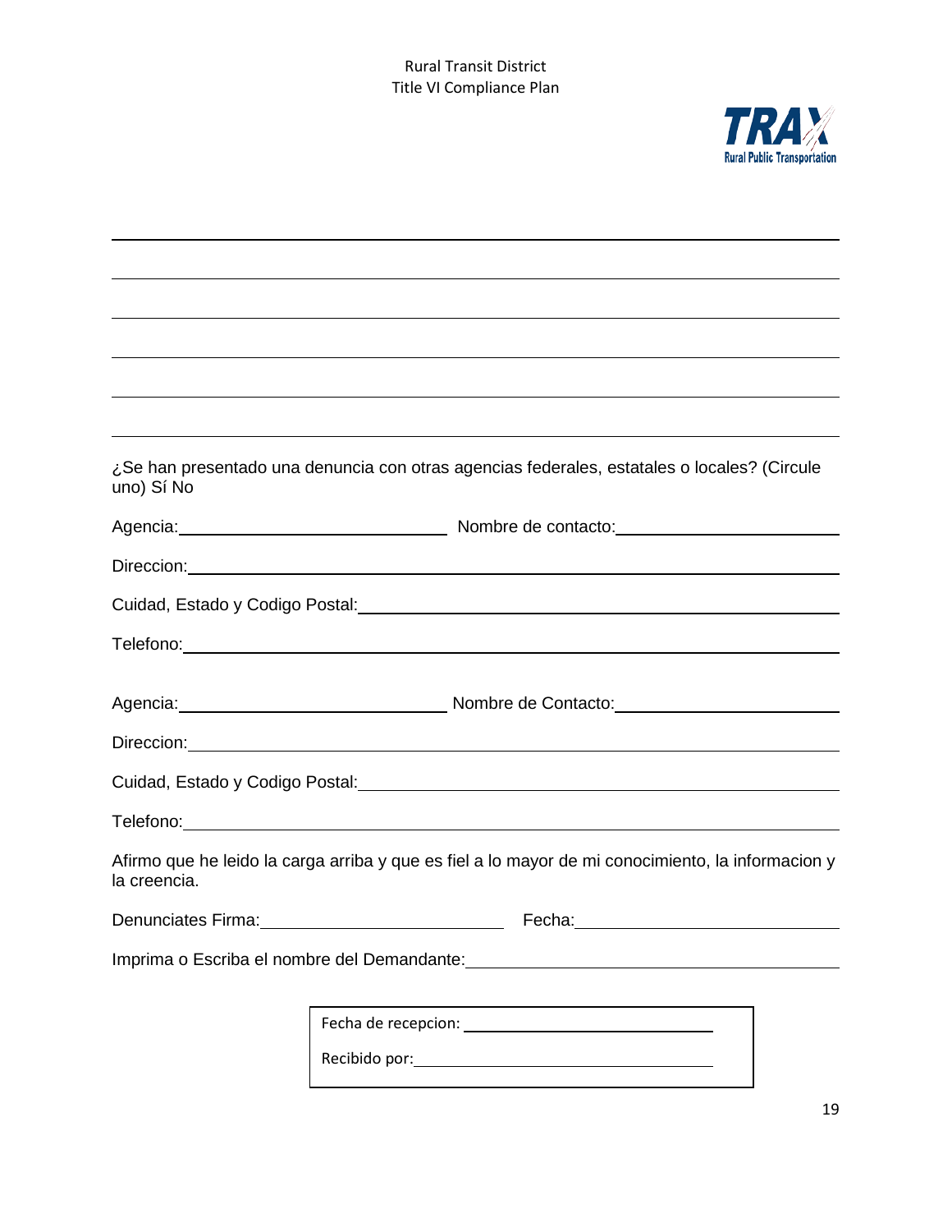¿Se han presentado una denuncia con otras agencias federales, estatales o locales? (Circule uno) Sí No

Agencia:______________________ Nombre de contacto:______________________

Direccion:______________________________________________

Cuidad, Estado y Codigo Postal:______________________________

Telefono:______________________________________________

Agencia:______________________ Nombre de Contacto:______________________

Direccion:______________________________________________

Cuidad, Estado y Codigo Postal:______________________________

Telefono:______________________________________________

Afirmo que he leido la carga arriba y que es fiel a lo mayor de mi conocimiento, la informacion y la creencia.

Denunciates Firma:______________________ Fecha:______________________

Imprima o Escriba el nombre del Demandante:______________________________

Fecha de recepcion:______________________

Recibido por:______________________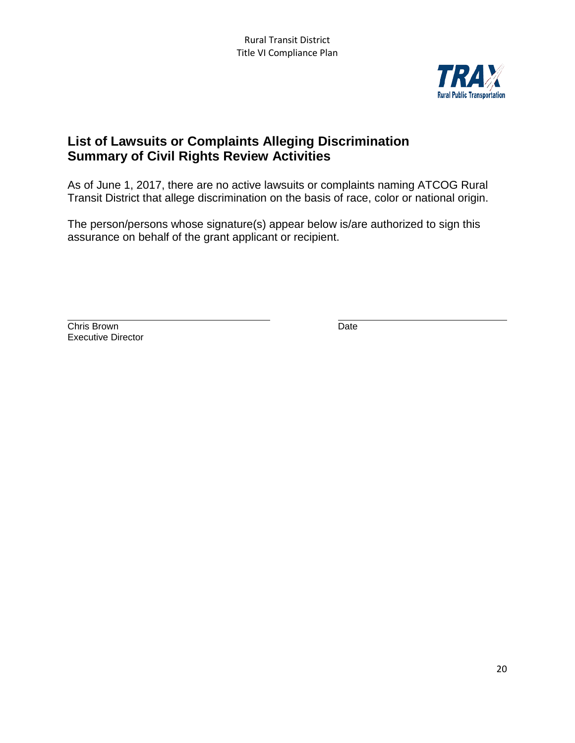## List of Lawsuits or Complaints Alleging Discrimination
## Summary of Civil Rights Review Activities

As of June 1, 2017, there are no active lawsuits or complaints naming ATCOG Rural Transit District that allege discrimination on the basis of race, color or national origin.

The person/persons whose signature(s) appear below is/are authorized to sign this assurance on behalf of the grant applicant or recipient.

\_\_\_\_\_\_\_\_\_\_\_\_\_\_\_\_\_\_\_\_\_\_\_\_\_\_\_\_\_\_\_\_\_\_\_\_\_\_\_\_  
Chris Brown  
Executive Director

\_\_\_\_\_\_\_\_\_\_\_\_\_\_\_\_\_\_\_\_\_\_\_\_\_\_\_\_\_\_\_\_\_\_\_\_  
Date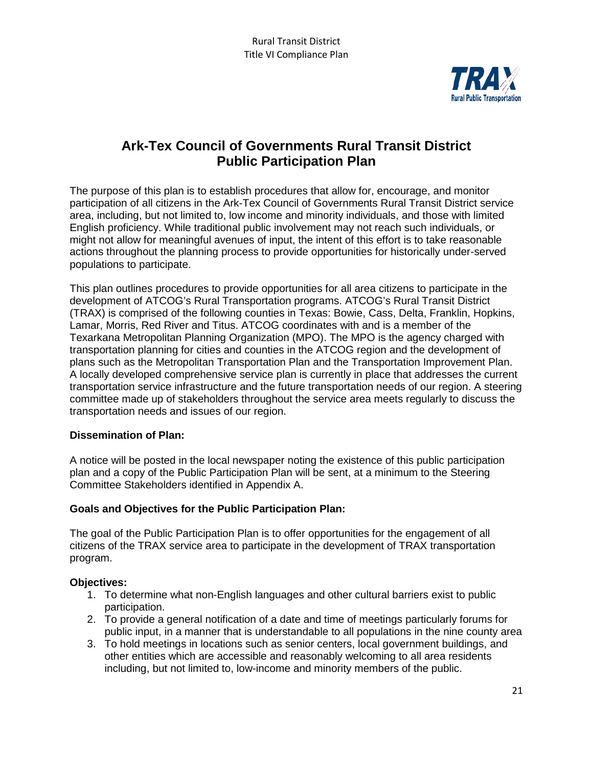# Ark-Tex Council of Governments Rural Transit District Public Participation Plan

The purpose of this plan is to establish procedures that allow for, encourage, and monitor participation of all citizens in the Ark-Tex Council of Governments Rural Transit District service area, including, but not limited to, low income and minority individuals, and those with limited English proficiency. While traditional public involvement may not reach such individuals, or might not allow for meaningful avenues of input, the intent of this effort is to take reasonable actions throughout the planning process to provide opportunities for historically under-served populations to participate.

This plan outlines procedures to provide opportunities for all area citizens to participate in the development of ATCOG's Rural Transportation programs. ATCOG's Rural Transit District (TRAX) is comprised of the following counties in Texas: Bowie, Cass, Delta, Franklin, Hopkins, Lamar, Morris, Red River and Titus. ATCOG coordinates with and is a member of the Texarkana Metropolitan Planning Organization (MPO). The MPO is the agency charged with transportation planning for cities and counties in the ATCOG region and the development of plans such as the Metropolitan Transportation Plan and the Transportation Improvement Plan. A locally developed comprehensive service plan is currently in place that addresses the current transportation service infrastructure and the future transportation needs of our region. A steering committee made up of stakeholders throughout the service area meets regularly to discuss the transportation needs and issues of our region.

**Dissemination of Plan:**

A notice will be posted in the local newspaper noting the existence of this public participation plan and a copy of the Public Participation Plan will be sent, at a minimum to the Steering Committee Stakeholders identified in Appendix A.

**Goals and Objectives for the Public Participation Plan:**

The goal of the Public Participation Plan is to offer opportunities for the engagement of all citizens of the TRAX service area to participate in the development of TRAX transportation program.

**Objectives:**

1. To determine what non-English languages and other cultural barriers exist to public participation.
2. To provide a general notification of a date and time of meetings particularly forums for public input, in a manner that is understandable to all populations in the nine county area
3. To hold meetings in locations such as senior centers, local government buildings, and other entities which are accessible and reasonably welcoming to all area residents including, but not limited to, low-income and minority members of the public.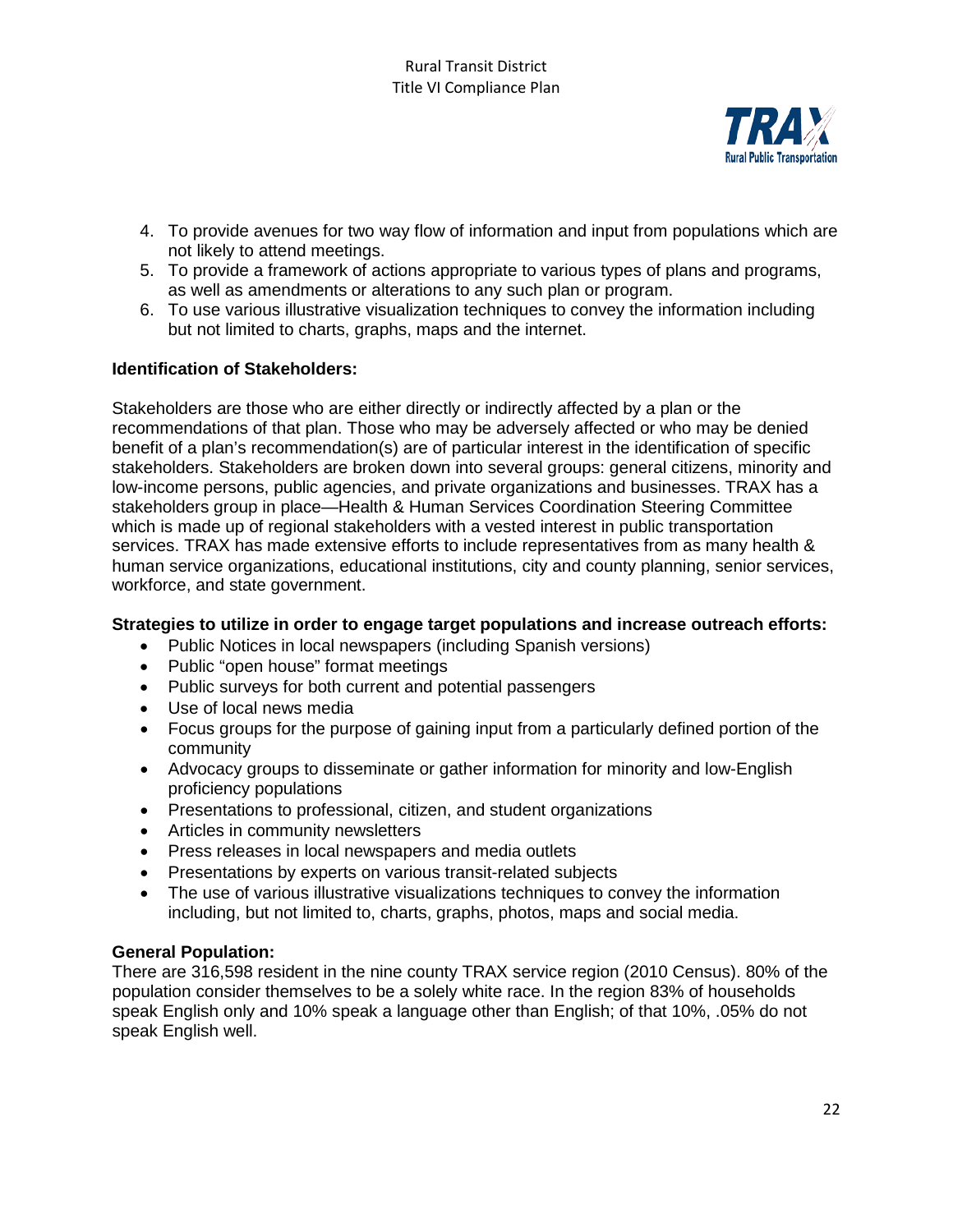4. To provide avenues for two way flow of information and input from populations which are not likely to attend meetings.
5. To provide a framework of actions appropriate to various types of plans and programs, as well as amendments or alterations to any such plan or program.
6. To use various illustrative visualization techniques to convey the information including but not limited to charts, graphs, maps and the internet.

**Identification of Stakeholders:**

Stakeholders are those who are either directly or indirectly affected by a plan or the recommendations of that plan. Those who may be adversely affected or who may be denied benefit of a plan's recommendation(s) are of particular interest in the identification of specific stakeholders. Stakeholders are broken down into several groups: general citizens, minority and low-income persons, public agencies, and private organizations and businesses. TRAX has a stakeholders group in place—Health & Human Services Coordination Steering Committee which is made up of regional stakeholders with a vested interest in public transportation services. TRAX has made extensive efforts to include representatives from as many health & human service organizations, educational institutions, city and county planning, senior services, workforce, and state government.

**Strategies to utilize in order to engage target populations and increase outreach efforts:**

- Public Notices in local newspapers (including Spanish versions)
- Public "open house" format meetings
- Public surveys for both current and potential passengers
- Use of local news media
- Focus groups for the purpose of gaining input from a particularly defined portion of the community
- Advocacy groups to disseminate or gather information for minority and low-English proficiency populations
- Presentations to professional, citizen, and student organizations
- Articles in community newsletters
- Press releases in local newspapers and media outlets
- Presentations by experts on various transit-related subjects
- The use of various illustrative visualizations techniques to convey the information including, but not limited to, charts, graphs, photos, maps and social media.

**General Population:**

There are 316,598 resident in the nine county TRAX service region (2010 Census). 80% of the population consider themselves to be a solely white race. In the region 83% of households speak English only and 10% speak a language other than English; of that 10%, .05% do not speak English well.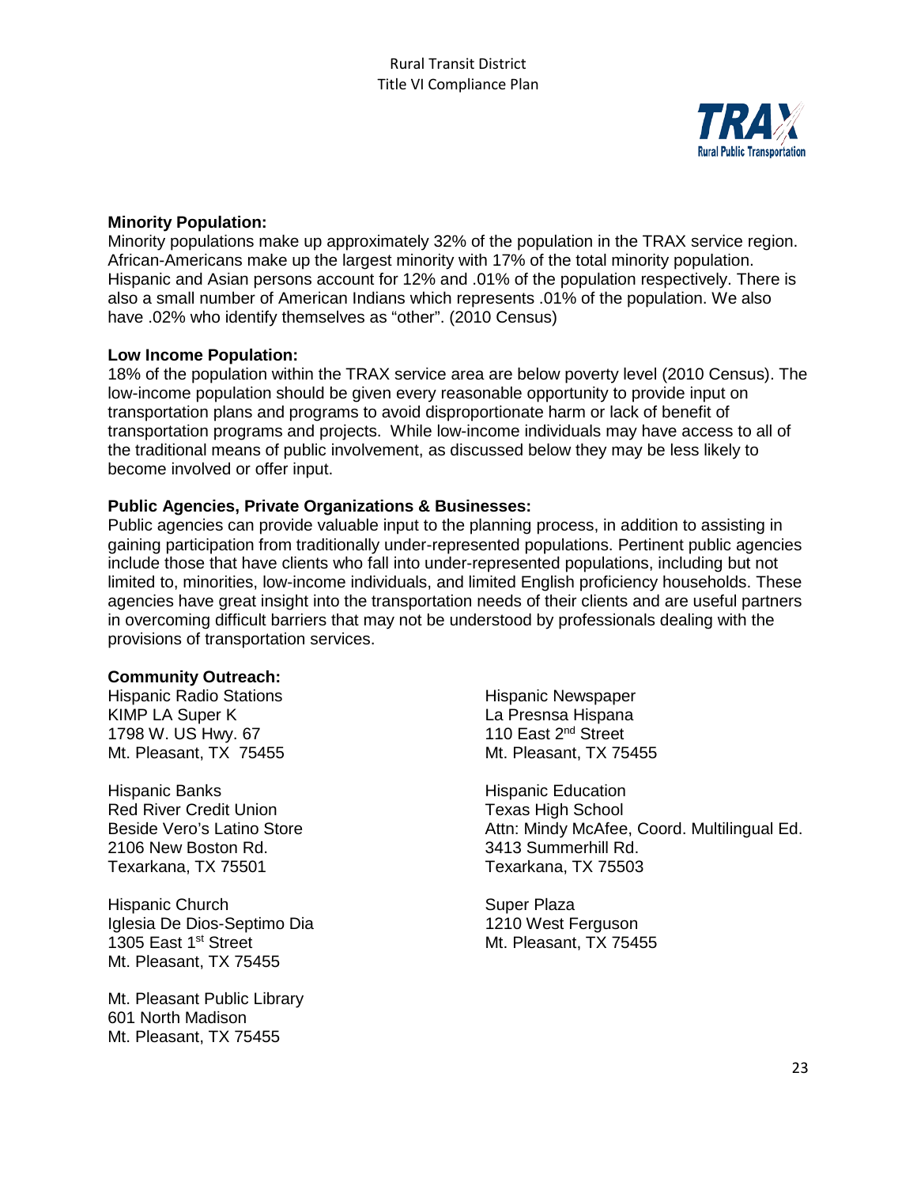**Minority Population:**
Minority populations make up approximately 32% of the population in the TRAX service region. African-Americans make up the largest minority with 17% of the total minority population. Hispanic and Asian persons account for 12% and .01% of the population respectively. There is also a small number of American Indians which represents .01% of the population. We also have .02% who identify themselves as “other”. (2010 Census)

**Low Income Population:**
18% of the population within the TRAX service area are below poverty level (2010 Census). The low-income population should be given every reasonable opportunity to provide input on transportation plans and programs to avoid disproportionate harm or lack of benefit of transportation programs and projects. While low-income individuals may have access to all of the traditional means of public involvement, as discussed below they may be less likely to become involved or offer input.

**Public Agencies, Private Organizations & Businesses:**
Public agencies can provide valuable input to the planning process, in addition to assisting in gaining participation from traditionally under-represented populations. Pertinent public agencies include those that have clients who fall into under-represented populations, including but not limited to, minorities, low-income individuals, and limited English proficiency households. These agencies have great insight into the transportation needs of their clients and are useful partners in overcoming difficult barriers that may not be understood by professionals dealing with the provisions of transportation services.

**Community Outreach:**

Hispanic Radio Stations
KIMP LA Super K
1798 W. US Hwy. 67
Mt. Pleasant, TX 75455

Hispanic Newspaper
La Presnsa Hispana
110 East 2nd Street
Mt. Pleasant, TX 75455

Hispanic Banks
Red River Credit Union
Beside Vero’s Latino Store
2106 New Boston Rd.
Texarkana, TX 75501

Hispanic Education
Texas High School
Attn: Mindy McAfee, Coord. Multilingual Ed.
3413 Summerhill Rd.
Texarkana, TX 75503

Hispanic Church
Iglesia De Dios-Septimo Dia
1305 East 1st Street
Mt. Pleasant, TX 75455

Super Plaza
1210 West Ferguson
Mt. Pleasant, TX 75455

Mt. Pleasant Public Library
601 North Madison
Mt. Pleasant, TX 75455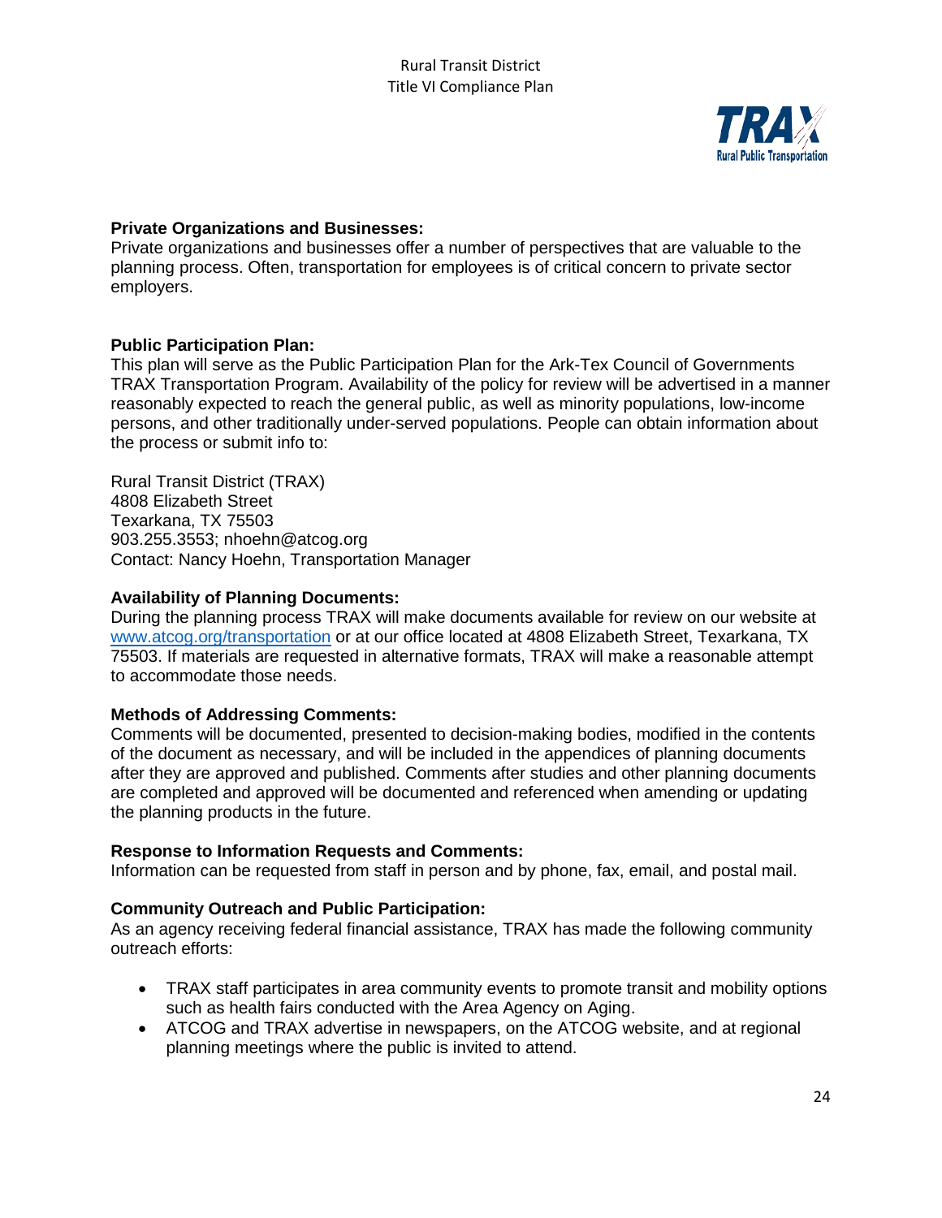**Private Organizations and Businesses:**
Private organizations and businesses offer a number of perspectives that are valuable to the planning process. Often, transportation for employees is of critical concern to private sector employers.

**Public Participation Plan:**
This plan will serve as the Public Participation Plan for the Ark-Tex Council of Governments TRAX Transportation Program. Availability of the policy for review will be advertised in a manner reasonably expected to reach the general public, as well as minority populations, low-income persons, and other traditionally under-served populations. People can obtain information about the process or submit info to:

Rural Transit District (TRAX)
4808 Elizabeth Street
Texarkana, TX 75503
903.255.3553; nhoehn@atcog.org
Contact: Nancy Hoehn, Transportation Manager

**Availability of Planning Documents:**
During the planning process TRAX will make documents available for review on our website at [www.atcog.org/transportation](http://www.atcog.org/transportation) or at our office located at 4808 Elizabeth Street, Texarkana, TX 75503. If materials are requested in alternative formats, TRAX will make a reasonable attempt to accommodate those needs.

**Methods of Addressing Comments:**
Comments will be documented, presented to decision-making bodies, modified in the contents of the document as necessary, and will be included in the appendices of planning documents after they are approved and published. Comments after studies and other planning documents are completed and approved will be documented and referenced when amending or updating the planning products in the future.

**Response to Information Requests and Comments:**
Information can be requested from staff in person and by phone, fax, email, and postal mail.

**Community Outreach and Public Participation:**
As an agency receiving federal financial assistance, TRAX has made the following community outreach efforts:

- TRAX staff participates in area community events to promote transit and mobility options such as health fairs conducted with the Area Agency on Aging.
- ATCOG and TRAX advertise in newspapers, on the ATCOG website, and at regional planning meetings where the public is invited to attend.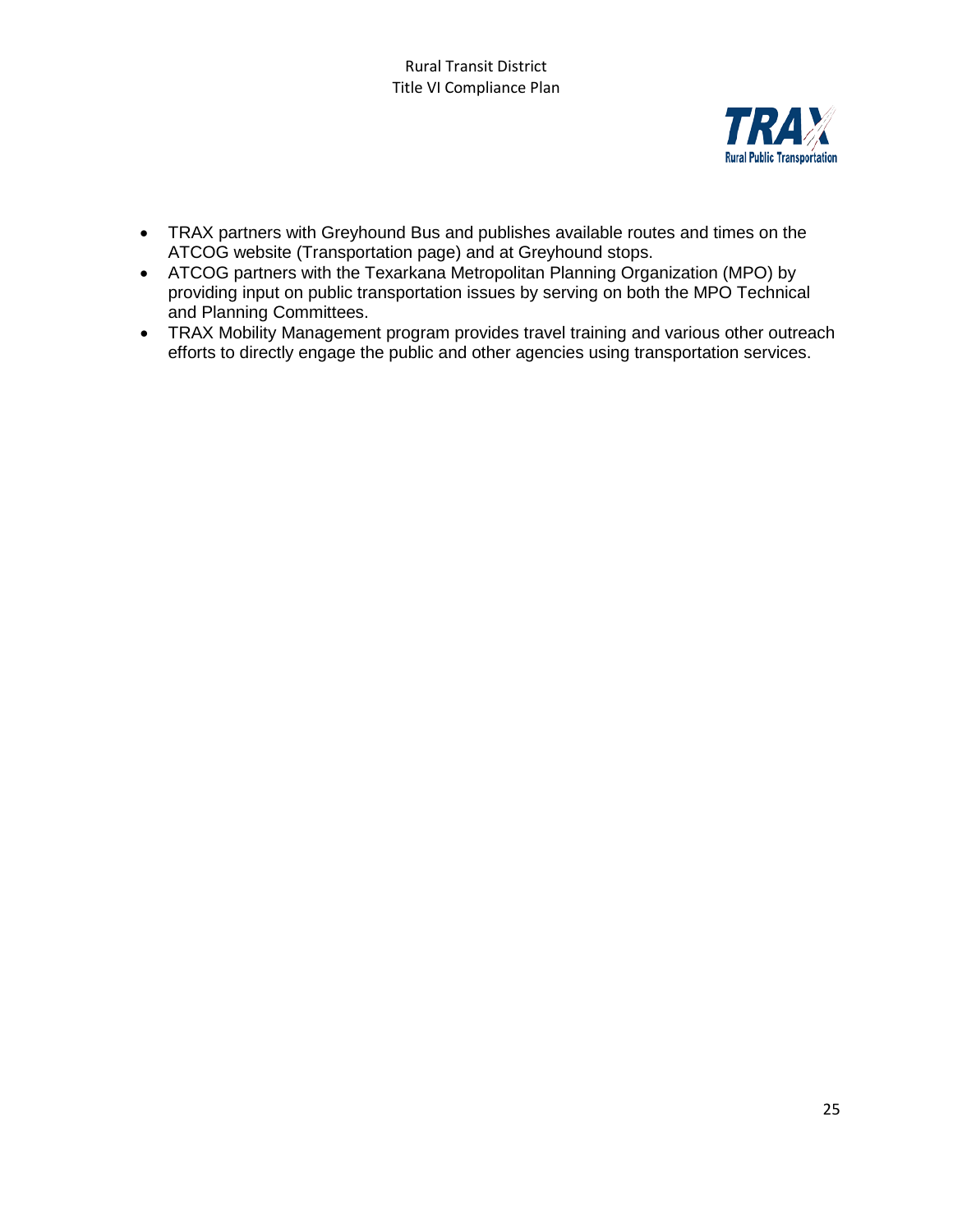- TRAX partners with Greyhound Bus and publishes available routes and times on the ATCOG website (Transportation page) and at Greyhound stops.
- ATCOG partners with the Texarkana Metropolitan Planning Organization (MPO) by providing input on public transportation issues by serving on both the MPO Technical and Planning Committees.
- TRAX Mobility Management program provides travel training and various other outreach efforts to directly engage the public and other agencies using transportation services.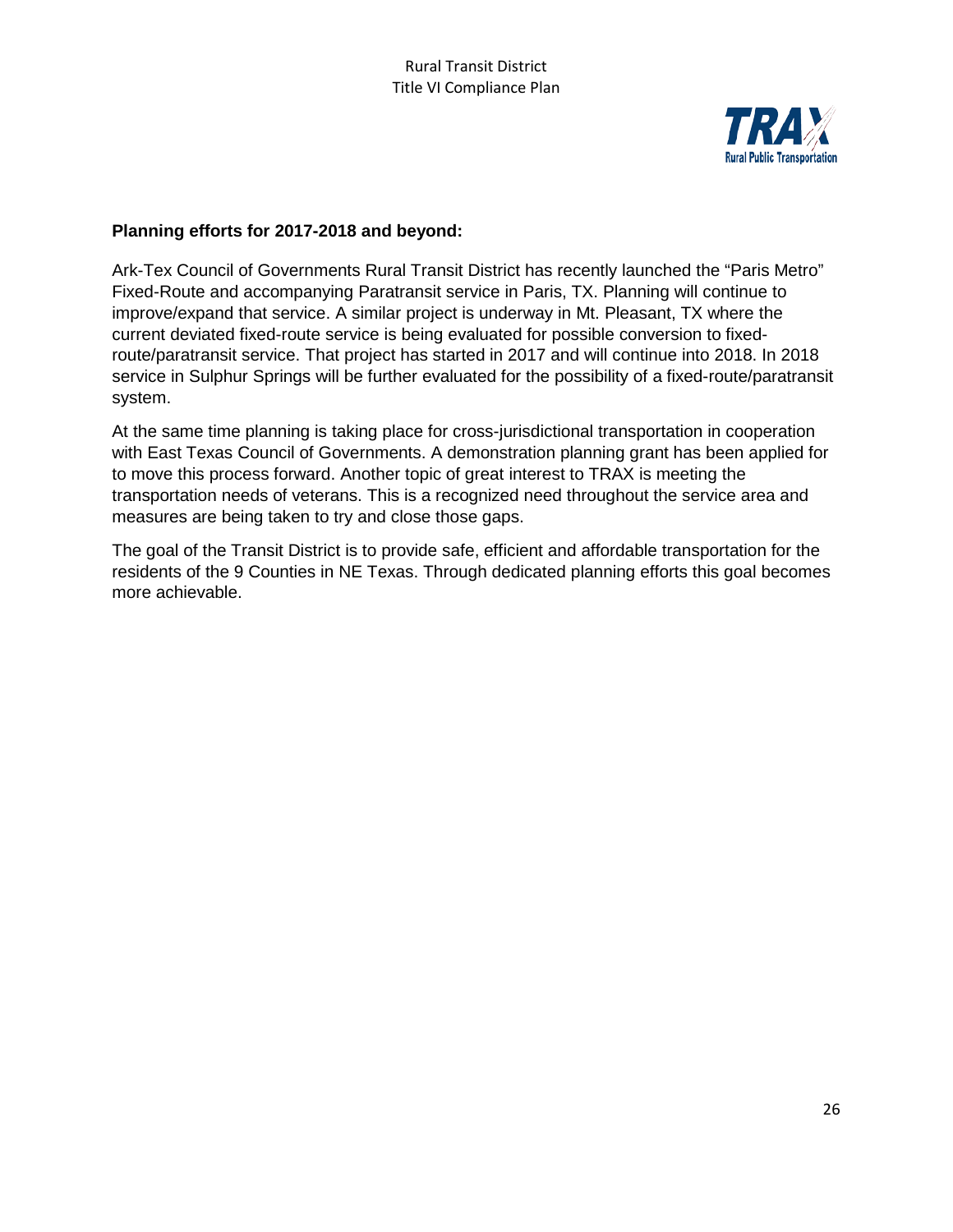**Planning efforts for 2017-2018 and beyond:**

Ark-Tex Council of Governments Rural Transit District has recently launched the "Paris Metro" Fixed-Route and accompanying Paratransit service in Paris, TX. Planning will continue to improve/expand that service. A similar project is underway in Mt. Pleasant, TX where the current deviated fixed-route service is being evaluated for possible conversion to fixed-route/paratransit service. That project has started in 2017 and will continue into 2018. In 2018 service in Sulphur Springs will be further evaluated for the possibility of a fixed-route/paratransit system.

At the same time planning is taking place for cross-jurisdictional transportation in cooperation with East Texas Council of Governments. A demonstration planning grant has been applied for to move this process forward. Another topic of great interest to TRAX is meeting the transportation needs of veterans. This is a recognized need throughout the service area and measures are being taken to try and close those gaps.

The goal of the Transit District is to provide safe, efficient and affordable transportation for the residents of the 9 Counties in NE Texas. Through dedicated planning efforts this goal becomes more achievable.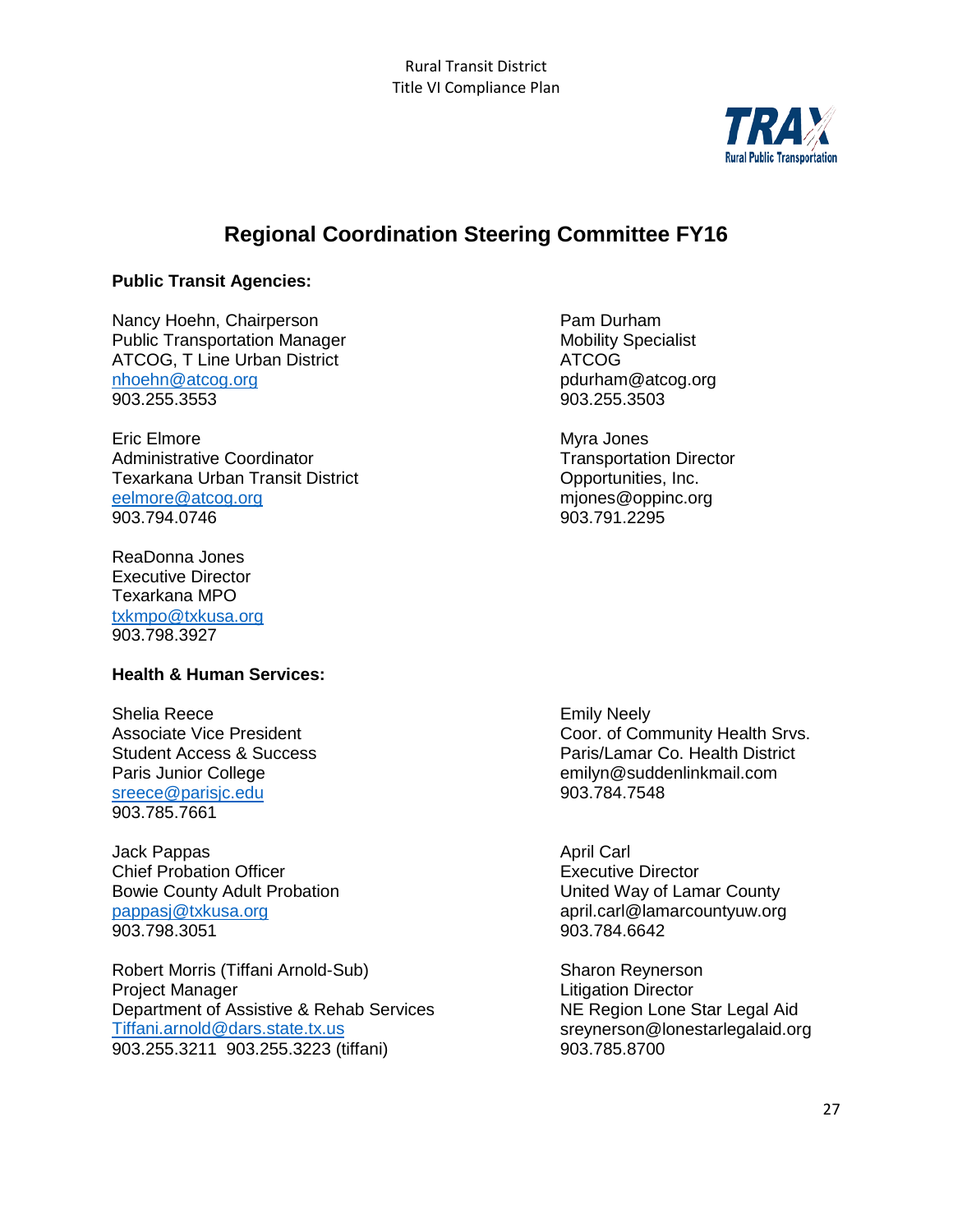## Regional Coordination Steering Committee FY16

**Public Transit Agencies:**

Nancy Hoehn, Chairperson
Public Transportation Manager
ATCOG, T Line Urban District
nhoehn@atcog.org
903.255.3553

Pam Durham
Mobility Specialist
ATCOG
pdurham@atcog.org
903.255.3503

Eric Elmore
Administrative Coordinator
Texarkana Urban Transit District
eelmore@atcog.org
903.794.0746

Myra Jones
Transportation Director
Opportunities, Inc.
mjones@oppinc.org
903.791.2295

ReaDonna Jones
Executive Director
Texarkana MPO
txkmpo@txkusa.org
903.798.3927

**Health & Human Services:**

Shelia Reece
Associate Vice President
Student Access & Success
Paris Junior College
sreece@parisjc.edu
903.785.7661

Emily Neely
Coor. of Community Health Srvs.
Paris/Lamar Co. Health District
emilyn@suddenlinkmail.com
903.784.7548

Jack Pappas
Chief Probation Officer
Bowie County Adult Probation
pappasj@txkusa.org
903.798.3051

April Carl
Executive Director
United Way of Lamar County
april.carl@lamarcountyuw.org
903.784.6642

Robert Morris (Tiffani Arnold-Sub)
Project Manager
Department of Assistive & Rehab Services
Tiffani.arnold@dars.state.tx.us
903.255.3211 903.255.3223 (tiffani)

Sharon Reynerson
Litigation Director
NE Region Lone Star Legal Aid
sreynerson@lonestarlegalaid.org
903.785.8700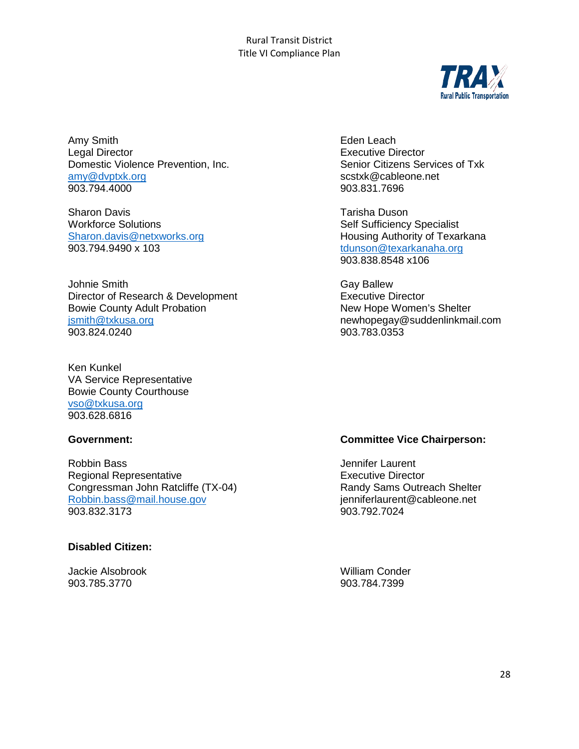Amy Smith
Legal Director
Domestic Violence Prevention, Inc.
amy@dvptxk.org
903.794.4000

Sharon Davis
Workforce Solutions
Sharon.davis@netxworks.org
903.794.9490 x 103

Johnie Smith
Director of Research & Development
Bowie County Adult Probation
jsmith@txkusa.org
903.824.0240

Ken Kunkel
VA Service Representative
Bowie County Courthouse
vso@txkusa.org
903.628.6816

Eden Leach
Executive Director
Senior Citizens Services of Txk
scstxk@cableone.net
903.831.7696

Tarisha Duson
Self Sufficiency Specialist
Housing Authority of Texarkana
tdunson@texarkanaha.org
903.838.8548 x106

Gay Ballew
Executive Director
New Hope Women's Shelter
newhopegay@suddenlinkmail.com
903.783.0353

**Government:**

Robbin Bass
Regional Representative
Congressman John Ratcliffe (TX-04)
Robbin.bass@mail.house.gov
903.832.3173

**Committee Vice Chairperson:**

Jennifer Laurent
Executive Director
Randy Sams Outreach Shelter
jenniferlaurent@cableone.net
903.792.7024

**Disabled Citizen:**

Jackie Alsobrook
903.785.3770

William Conder
903.784.7399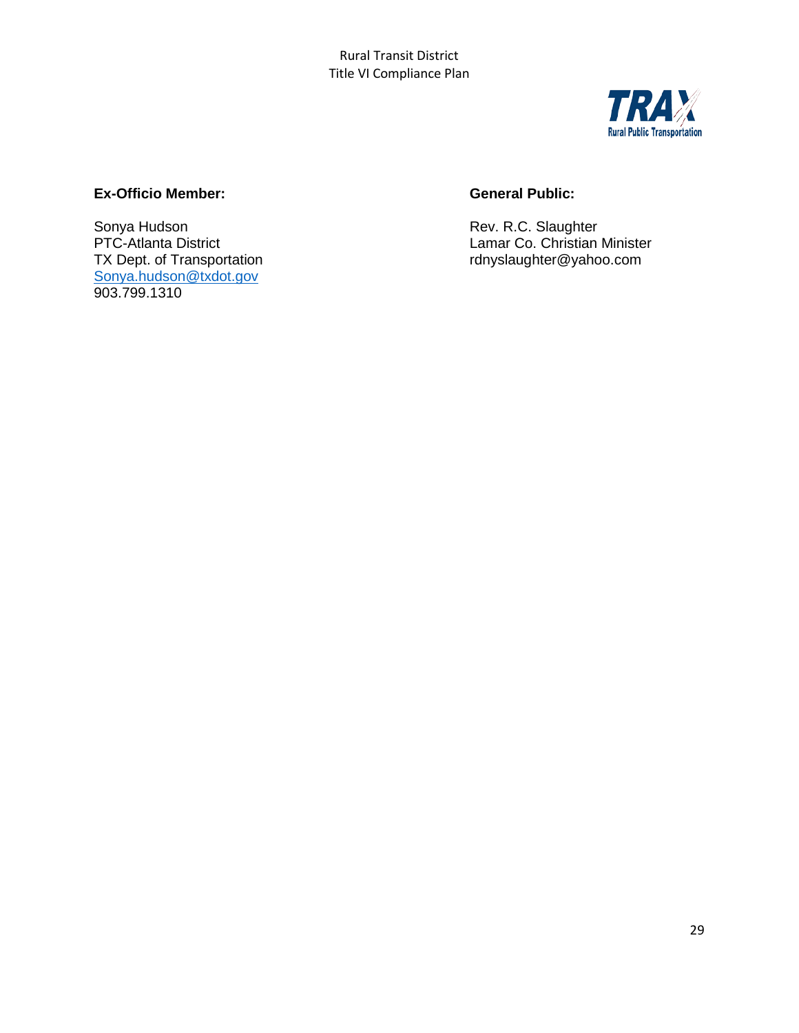**Ex-Officio Member:**

Sonya Hudson
PTC-Atlanta District
TX Dept. of Transportation
Sonya.hudson@txdot.gov
903.799.1310

**General Public:**

Rev. R.C. Slaughter
Lamar Co. Christian Minister
rdnyslaughter@yahoo.com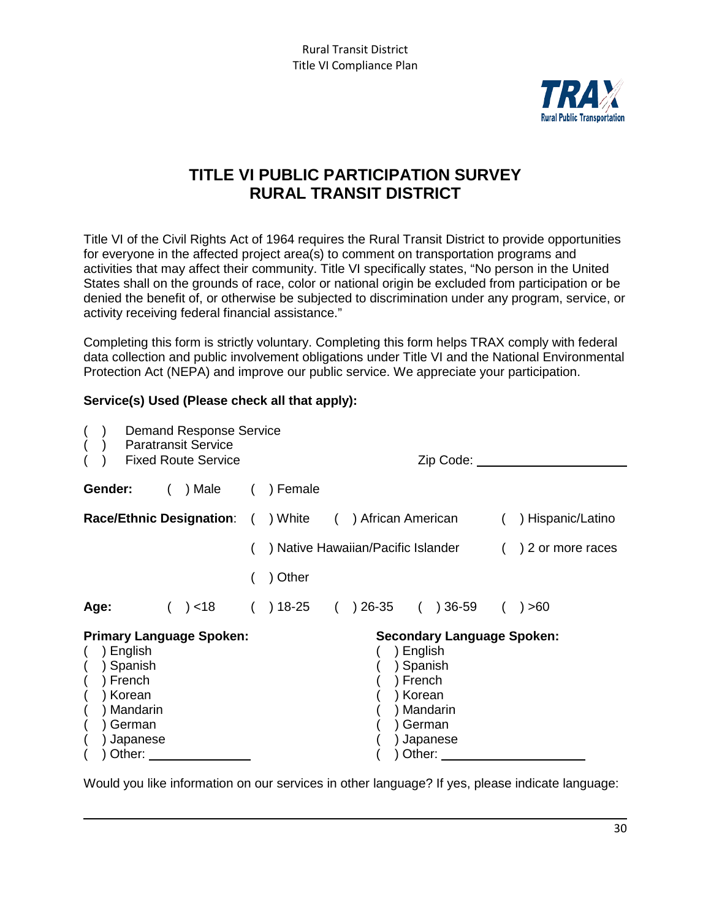# TITLE VI PUBLIC PARTICIPATION SURVEY
# RURAL TRANSIT DISTRICT

Title VI of the Civil Rights Act of 1964 requires the Rural Transit District to provide opportunities for everyone in the affected project area(s) to comment on transportation programs and activities that may affect their community. Title VI specifically states, "No person in the United States shall on the grounds of race, color or national origin be excluded from participation or be denied the benefit of, or otherwise be subjected to discrimination under any program, service, or activity receiving federal financial assistance."

Completing this form is strictly voluntary. Completing this form helps TRAX comply with federal data collection and public involvement obligations under Title VI and the National Environmental Protection Act (NEPA) and improve our public service. We appreciate your participation.

**Service(s) Used (Please check all that apply):**

( ) Demand Response Service
( ) Paratransit Service
( ) Fixed Route Service

Zip Code: ______________________

**Gender:** ( ) Male ( ) Female

**Race/Ethnic Designation**: ( ) White ( ) African American ( ) Hispanic/Latino ( ) Native Hawaiian/Pacific Islander ( ) 2 or more races ( ) Other

**Age:** ( ) <18 ( ) 18-25 ( ) 26-35 ( ) 36-59 ( ) >60

**Primary Language Spoken:**
( ) English
( ) Spanish
( ) French
( ) Korean
( ) Mandarin
( ) German
( ) Japanese
( ) Other: ________________

**Secondary Language Spoken:**
( ) English
( ) Spanish
( ) French
( ) Korean
( ) Mandarin
( ) German
( ) Japanese
( ) Other: ______________________

Would you like information on our services in other language? If yes, please indicate language:

______________________________________________________________________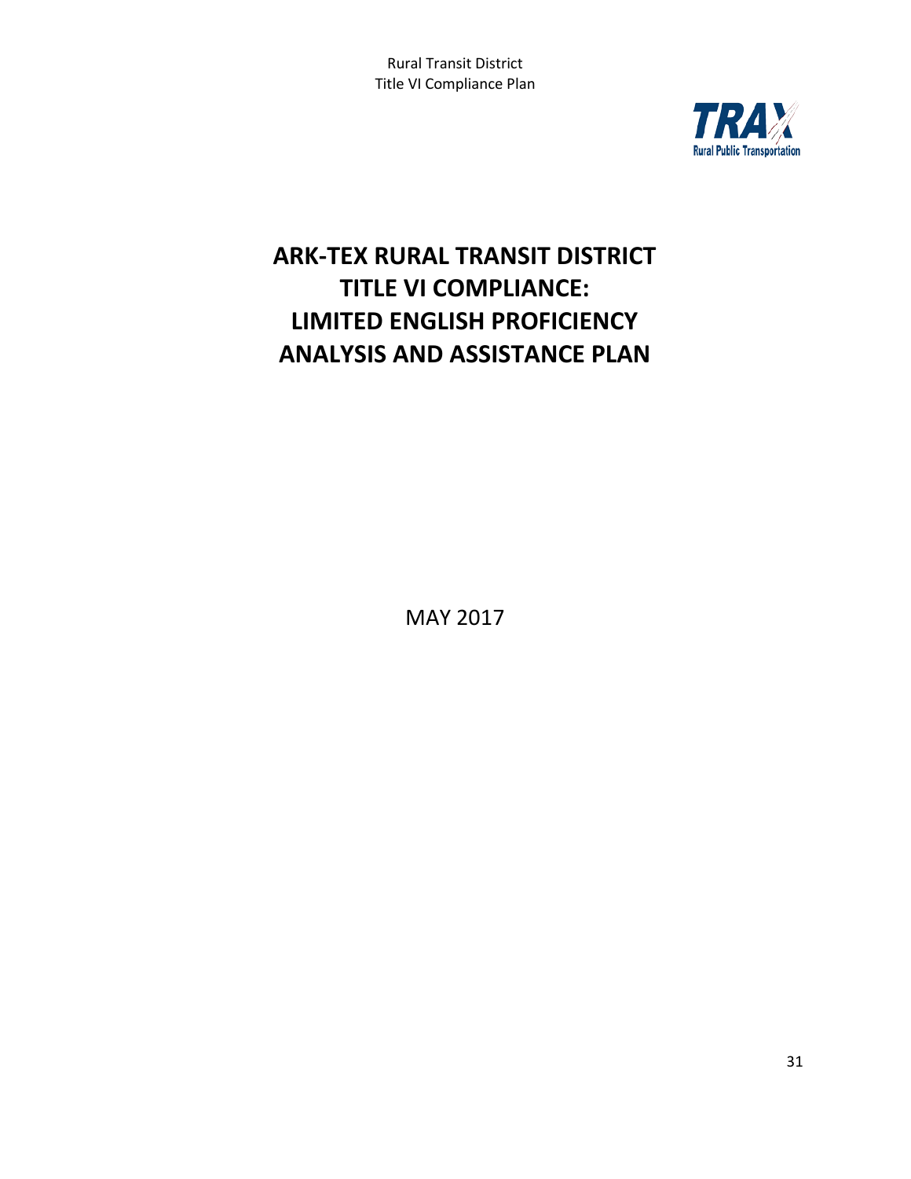# ARK-TEX RURAL TRANSIT DISTRICT TITLE VI COMPLIANCE: LIMITED ENGLISH PROFICIENCY ANALYSIS AND ASSISTANCE PLAN

MAY 2017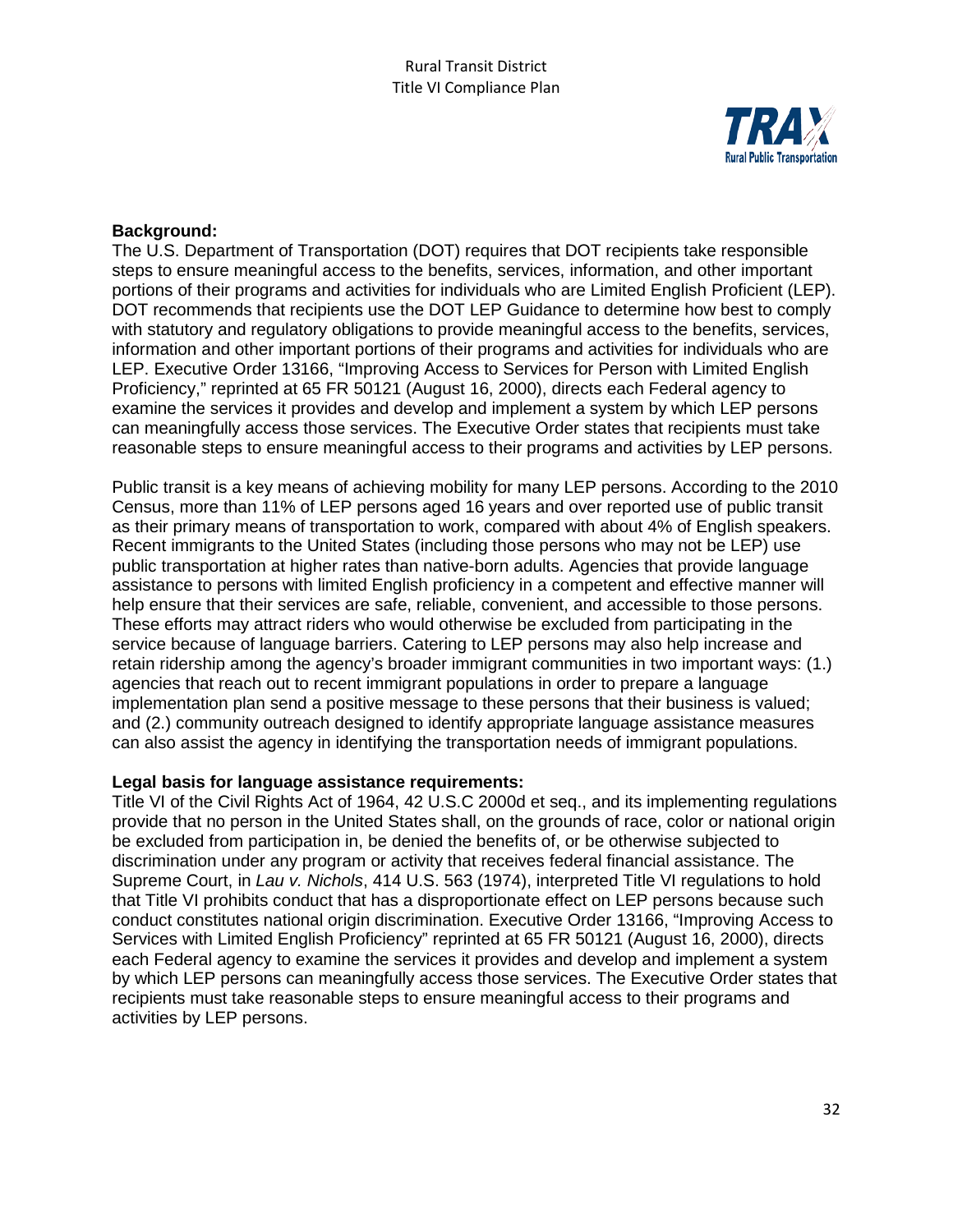**Background:**
The U.S. Department of Transportation (DOT) requires that DOT recipients take responsible steps to ensure meaningful access to the benefits, services, information, and other important portions of their programs and activities for individuals who are Limited English Proficient (LEP). DOT recommends that recipients use the DOT LEP Guidance to determine how best to comply with statutory and regulatory obligations to provide meaningful access to the benefits, services, information and other important portions of their programs and activities for individuals who are LEP. Executive Order 13166, "Improving Access to Services for Person with Limited English Proficiency," reprinted at 65 FR 50121 (August 16, 2000), directs each Federal agency to examine the services it provides and develop and implement a system by which LEP persons can meaningfully access those services. The Executive Order states that recipients must take reasonable steps to ensure meaningful access to their programs and activities by LEP persons.

Public transit is a key means of achieving mobility for many LEP persons. According to the 2010 Census, more than 11% of LEP persons aged 16 years and over reported use of public transit as their primary means of transportation to work, compared with about 4% of English speakers. Recent immigrants to the United States (including those persons who may not be LEP) use public transportation at higher rates than native-born adults. Agencies that provide language assistance to persons with limited English proficiency in a competent and effective manner will help ensure that their services are safe, reliable, convenient, and accessible to those persons. These efforts may attract riders who would otherwise be excluded from participating in the service because of language barriers. Catering to LEP persons may also help increase and retain ridership among the agency's broader immigrant communities in two important ways: (1.) agencies that reach out to recent immigrant populations in order to prepare a language implementation plan send a positive message to these persons that their business is valued; and (2.) community outreach designed to identify appropriate language assistance measures can also assist the agency in identifying the transportation needs of immigrant populations.

**Legal basis for language assistance requirements:**
Title VI of the Civil Rights Act of 1964, 42 U.S.C 2000d et seq., and its implementing regulations provide that no person in the United States shall, on the grounds of race, color or national origin be excluded from participation in, be denied the benefits of, or be otherwise subjected to discrimination under any program or activity that receives federal financial assistance. The Supreme Court, in *Lau v. Nichols*, 414 U.S. 563 (1974), interpreted Title VI regulations to hold that Title VI prohibits conduct that has a disproportionate effect on LEP persons because such conduct constitutes national origin discrimination. Executive Order 13166, "Improving Access to Services with Limited English Proficiency" reprinted at 65 FR 50121 (August 16, 2000), directs each Federal agency to examine the services it provides and develop and implement a system by which LEP persons can meaningfully access those services. The Executive Order states that recipients must take reasonable steps to ensure meaningful access to their programs and activities by LEP persons.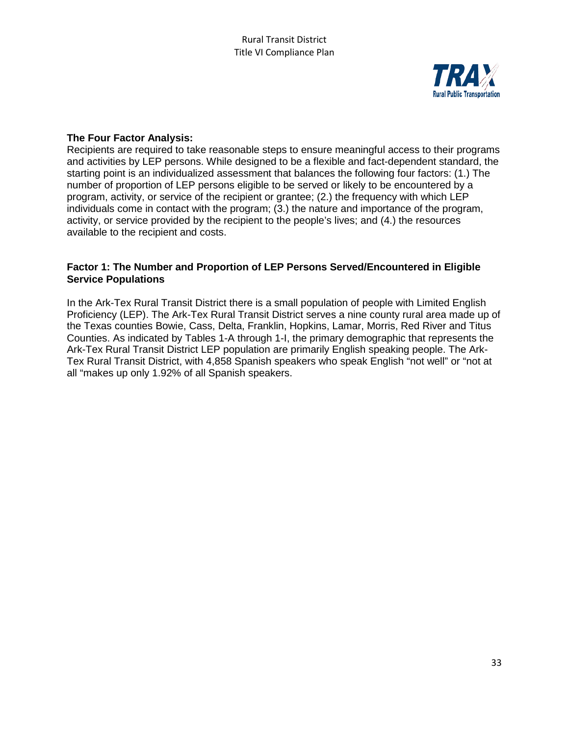**The Four Factor Analysis:**

Recipients are required to take reasonable steps to ensure meaningful access to their programs and activities by LEP persons. While designed to be a flexible and fact-dependent standard, the starting point is an individualized assessment that balances the following four factors: (1.) The number of proportion of LEP persons eligible to be served or likely to be encountered by a program, activity, or service of the recipient or grantee; (2.) the frequency with which LEP individuals come in contact with the program; (3.) the nature and importance of the program, activity, or service provided by the recipient to the people's lives; and (4.) the resources available to the recipient and costs.

**Factor 1: The Number and Proportion of LEP Persons Served/Encountered in Eligible Service Populations**

In the Ark-Tex Rural Transit District there is a small population of people with Limited English Proficiency (LEP). The Ark-Tex Rural Transit District serves a nine county rural area made up of the Texas counties Bowie, Cass, Delta, Franklin, Hopkins, Lamar, Morris, Red River and Titus Counties. As indicated by Tables 1-A through 1-I, the primary demographic that represents the Ark-Tex Rural Transit District LEP population are primarily English speaking people. The Ark-Tex Rural Transit District, with 4,858 Spanish speakers who speak English "not well" or "not at all "makes up only 1.92% of all Spanish speakers.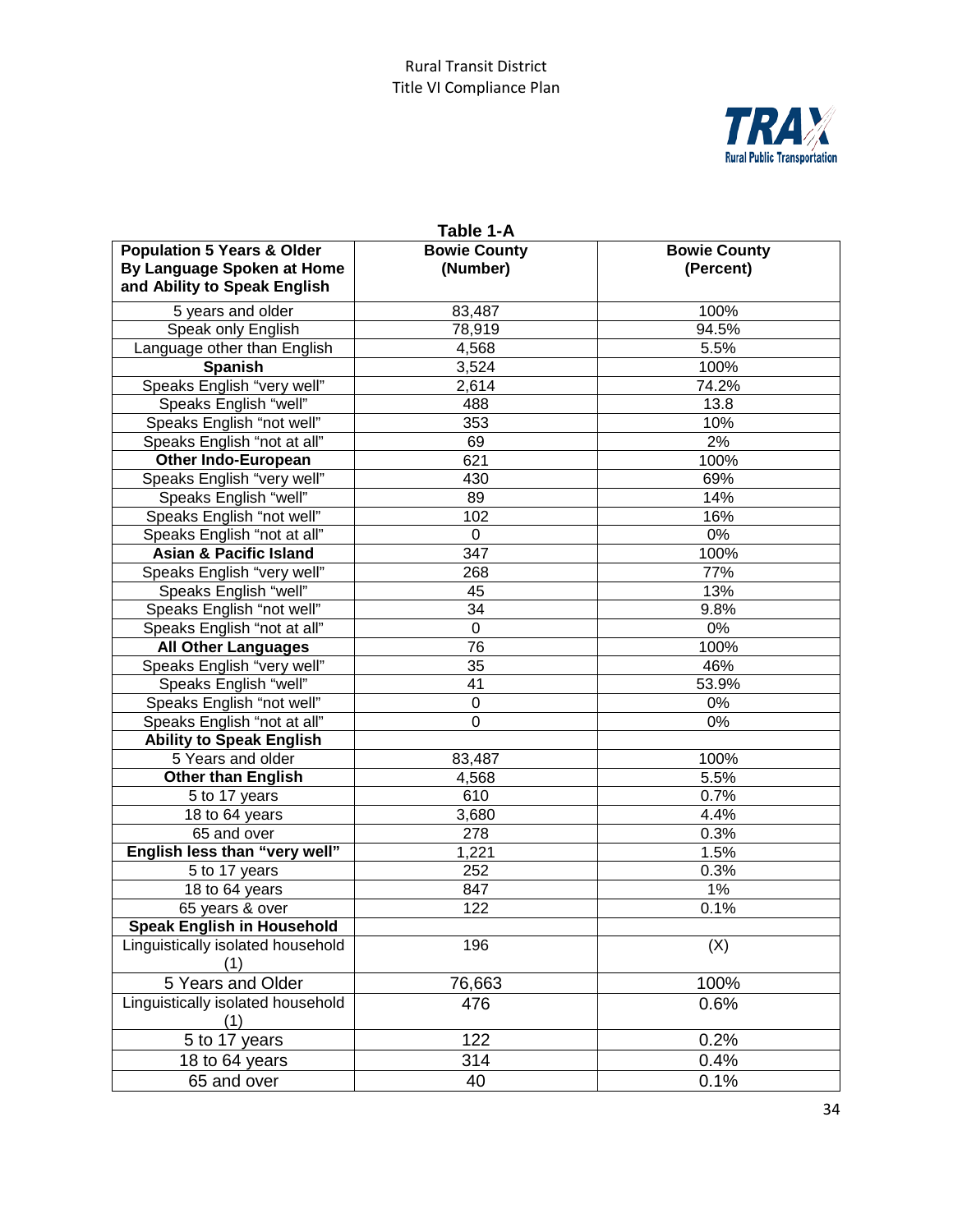**Table 1-A**

| Population 5 Years & Older By Language Spoken at Home and Ability to Speak English | Bowie County (Number) | Bowie County (Percent) |
|---|---|---|
| 5 years and older | 83,487 | 100% |
| Speak only English | 78,919 | 94.5% |
| Language other than English | 4,568 | 5.5% |
| **Spanish** | 3,524 | 100% |
| Speaks English "very well" | 2,614 | 74.2% |
| Speaks English "well" | 488 | 13.8 |
| Speaks English "not well" | 353 | 10% |
| Speaks English "not at all" | 69 | 2% |
| **Other Indo-European** | 621 | 100% |
| Speaks English "very well" | 430 | 69% |
| Speaks English "well" | 89 | 14% |
| Speaks English "not well" | 102 | 16% |
| Speaks English "not at all" | 0 | 0% |
| **Asian & Pacific Island** | 347 | 100% |
| Speaks English "very well" | 268 | 77% |
| Speaks English "well" | 45 | 13% |
| Speaks English "not well" | 34 | 9.8% |
| Speaks English "not at all" | 0 | 0% |
| **All Other Languages** | 76 | 100% |
| Speaks English "very well" | 35 | 46% |
| Speaks English "well" | 41 | 53.9% |
| Speaks English "not well" | 0 | 0% |
| Speaks English "not at all" | 0 | 0% |
| **Ability to Speak English** | | |
| 5 Years and older | 83,487 | 100% |
| **Other than English** | 4,568 | 5.5% |
| 5 to 17 years | 610 | 0.7% |
| 18 to 64 years | 3,680 | 4.4% |
| 65 and over | 278 | 0.3% |
| **English less than "very well"** | 1,221 | 1.5% |
| 5 to 17 years | 252 | 0.3% |
| 18 to 64 years | 847 | 1% |
| 65 years & over | 122 | 0.1% |
| **Speak English in Household** | | |
| Linguistically isolated household (1) | 196 | (X) |
| 5 Years and Older | 76,663 | 100% |
| Linguistically isolated household (1) | 476 | 0.6% |
| 5 to 17 years | 122 | 0.2% |
| 18 to 64 years | 314 | 0.4% |
| 65 and over | 40 | 0.1% |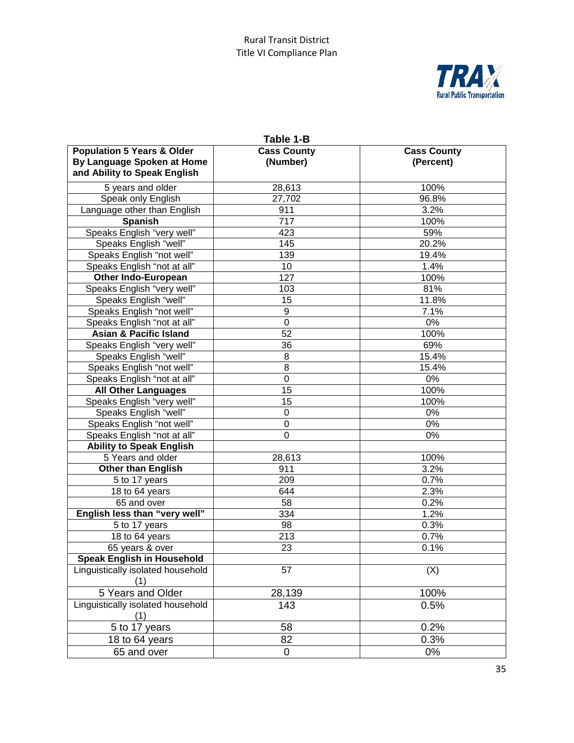**Table 1-B**

| Population 5 Years & Older By Language Spoken at Home and Ability to Speak English | Cass County (Number) | Cass County (Percent) |
|---|---|---|
| 5 years and older | 28,613 | 100% |
| Speak only English | 27,702 | 96.8% |
| Language other than English | 911 | 3.2% |
| **Spanish** | 717 | 100% |
| Speaks English "very well" | 423 | 59% |
| Speaks English "well" | 145 | 20.2% |
| Speaks English "not well" | 139 | 19.4% |
| Speaks English "not at all" | 10 | 1.4% |
| **Other Indo-European** | 127 | 100% |
| Speaks English "very well" | 103 | 81% |
| Speaks English "well" | 15 | 11.8% |
| Speaks English "not well" | 9 | 7.1% |
| Speaks English "not at all" | 0 | 0% |
| **Asian & Pacific Island** | 52 | 100% |
| Speaks English "very well" | 36 | 69% |
| Speaks English "well" | 8 | 15.4% |
| Speaks English "not well" | 8 | 15.4% |
| Speaks English "not at all" | 0 | 0% |
| **All Other Languages** | 15 | 100% |
| Speaks English "very well" | 15 | 100% |
| Speaks English "well" | 0 | 0% |
| Speaks English "not well" | 0 | 0% |
| Speaks English "not at all" | 0 | 0% |
| **Ability to Speak English** | | |
| 5 Years and older | 28,613 | 100% |
| **Other than English** | 911 | 3.2% |
| 5 to 17 years | 209 | 0.7% |
| 18 to 64 years | 644 | 2.3% |
| 65 and over | 58 | 0.2% |
| **English less than "very well"** | 334 | 1.2% |
| 5 to 17 years | 98 | 0.3% |
| 18 to 64 years | 213 | 0.7% |
| 65 years & over | 23 | 0.1% |
| **Speak English in Household** | | |
| Linguistically isolated household (1) | 57 | (X) |
| 5 Years and Older | 28,139 | 100% |
| Linguistically isolated household (1) | 143 | 0.5% |
| 5 to 17 years | 58 | 0.2% |
| 18 to 64 years | 82 | 0.3% |
| 65 and over | 0 | 0% |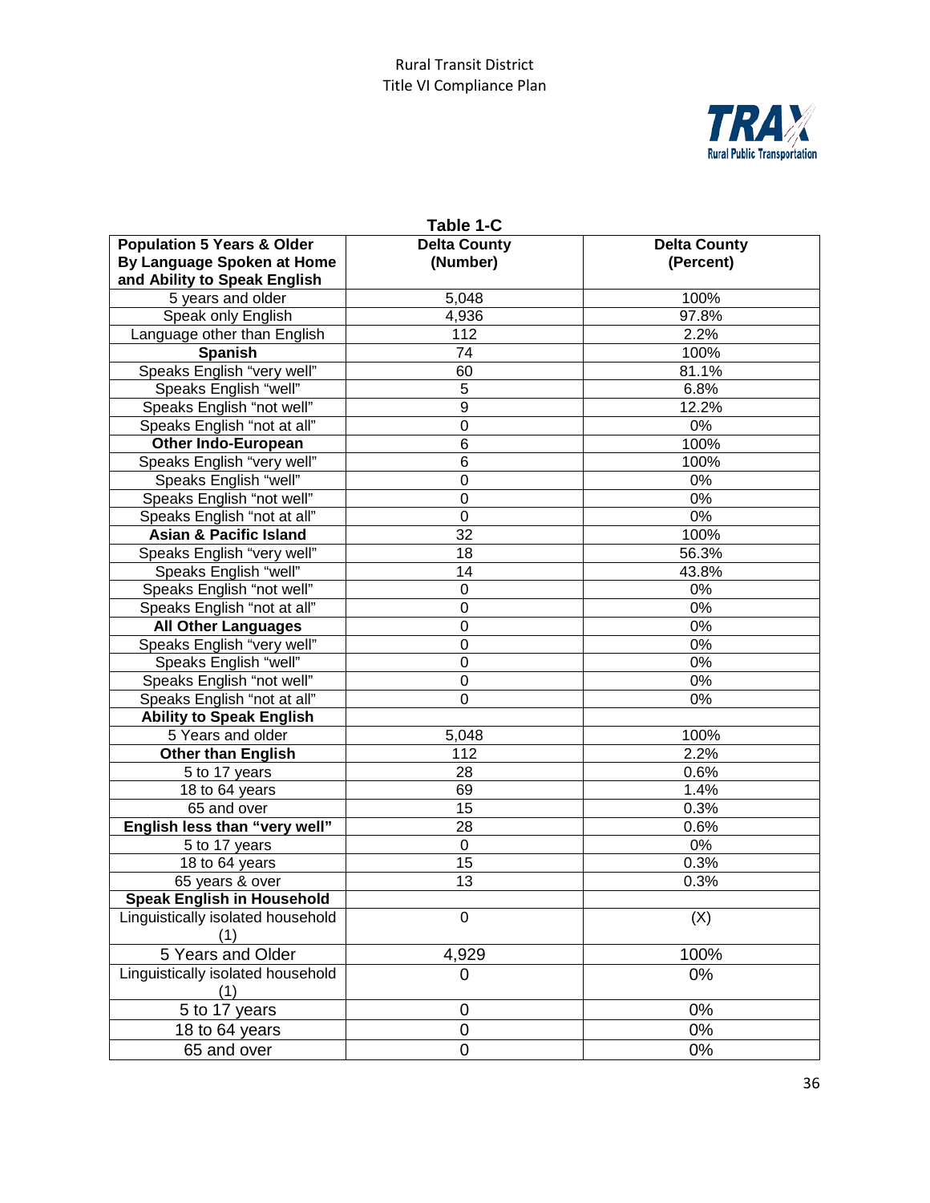**Table 1-C**

| Population 5 Years & Older By Language Spoken at Home and Ability to Speak English | Delta County (Number) | Delta County (Percent) |
|---|---|---|
| 5 years and older | 5,048 | 100% |
| Speak only English | 4,936 | 97.8% |
| Language other than English | 112 | 2.2% |
| **Spanish** | 74 | 100% |
| Speaks English "very well" | 60 | 81.1% |
| Speaks English "well" | 5 | 6.8% |
| Speaks English "not well" | 9 | 12.2% |
| Speaks English "not at all" | 0 | 0% |
| **Other Indo-European** | 6 | 100% |
| Speaks English "very well" | 6 | 100% |
| Speaks English "well" | 0 | 0% |
| Speaks English "not well" | 0 | 0% |
| Speaks English "not at all" | 0 | 0% |
| **Asian & Pacific Island** | 32 | 100% |
| Speaks English "very well" | 18 | 56.3% |
| Speaks English "well" | 14 | 43.8% |
| Speaks English "not well" | 0 | 0% |
| Speaks English "not at all" | 0 | 0% |
| **All Other Languages** | 0 | 0% |
| Speaks English "very well" | 0 | 0% |
| Speaks English "well" | 0 | 0% |
| Speaks English "not well" | 0 | 0% |
| Speaks English "not at all" | 0 | 0% |
| **Ability to Speak English** | | |
| 5 Years and older | 5,048 | 100% |
| **Other than English** | 112 | 2.2% |
| 5 to 17 years | 28 | 0.6% |
| 18 to 64 years | 69 | 1.4% |
| 65 and over | 15 | 0.3% |
| **English less than "very well"** | 28 | 0.6% |
| 5 to 17 years | 0 | 0% |
| 18 to 64 years | 15 | 0.3% |
| 65 years & over | 13 | 0.3% |
| **Speak English in Household** | | |
| Linguistically isolated household (1) | 0 | (X) |
| 5 Years and Older | 4,929 | 100% |
| Linguistically isolated household (1) | 0 | 0% |
| 5 to 17 years | 0 | 0% |
| 18 to 64 years | 0 | 0% |
| 65 and over | 0 | 0% |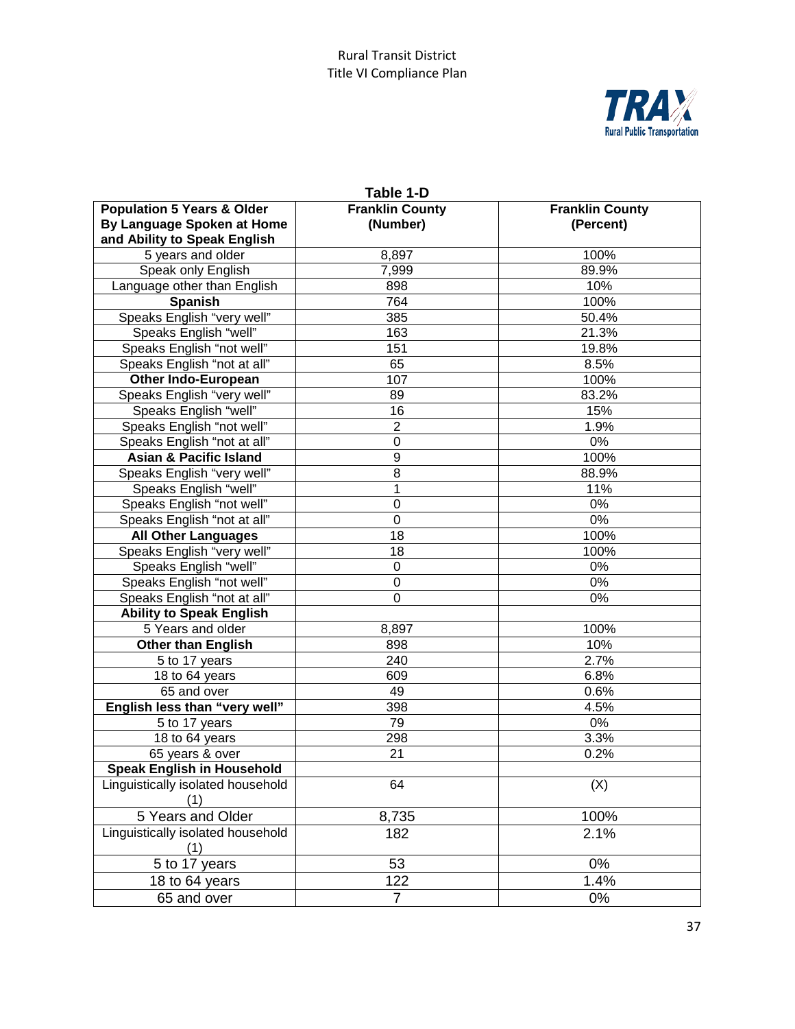**Table 1-D**

| Population 5 Years & Older By Language Spoken at Home and Ability to Speak English | Franklin County (Number) | Franklin County (Percent) |
|---|---|---|
| 5 years and older | 8,897 | 100% |
| Speak only English | 7,999 | 89.9% |
| Language other than English | 898 | 10% |
| **Spanish** | 764 | 100% |
| Speaks English "very well" | 385 | 50.4% |
| Speaks English "well" | 163 | 21.3% |
| Speaks English "not well" | 151 | 19.8% |
| Speaks English "not at all" | 65 | 8.5% |
| **Other Indo-European** | 107 | 100% |
| Speaks English "very well" | 89 | 83.2% |
| Speaks English "well" | 16 | 15% |
| Speaks English "not well" | 2 | 1.9% |
| Speaks English "not at all" | 0 | 0% |
| **Asian & Pacific Island** | 9 | 100% |
| Speaks English "very well" | 8 | 88.9% |
| Speaks English "well" | 1 | 11% |
| Speaks English "not well" | 0 | 0% |
| Speaks English "not at all" | 0 | 0% |
| **All Other Languages** | 18 | 100% |
| Speaks English "very well" | 18 | 100% |
| Speaks English "well" | 0 | 0% |
| Speaks English "not well" | 0 | 0% |
| Speaks English "not at all" | 0 | 0% |
| **Ability to Speak English** | | |
| 5 Years and older | 8,897 | 100% |
| **Other than English** | 898 | 10% |
| 5 to 17 years | 240 | 2.7% |
| 18 to 64 years | 609 | 6.8% |
| 65 and over | 49 | 0.6% |
| **English less than "very well"** | 398 | 4.5% |
| 5 to 17 years | 79 | 0% |
| 18 to 64 years | 298 | 3.3% |
| 65 years & over | 21 | 0.2% |
| **Speak English in Household** | | |
| Linguistically isolated household (1) | 64 | (X) |
| 5 Years and Older | 8,735 | 100% |
| Linguistically isolated household (1) | 182 | 2.1% |
| 5 to 17 years | 53 | 0% |
| 18 to 64 years | 122 | 1.4% |
| 65 and over | 7 | 0% |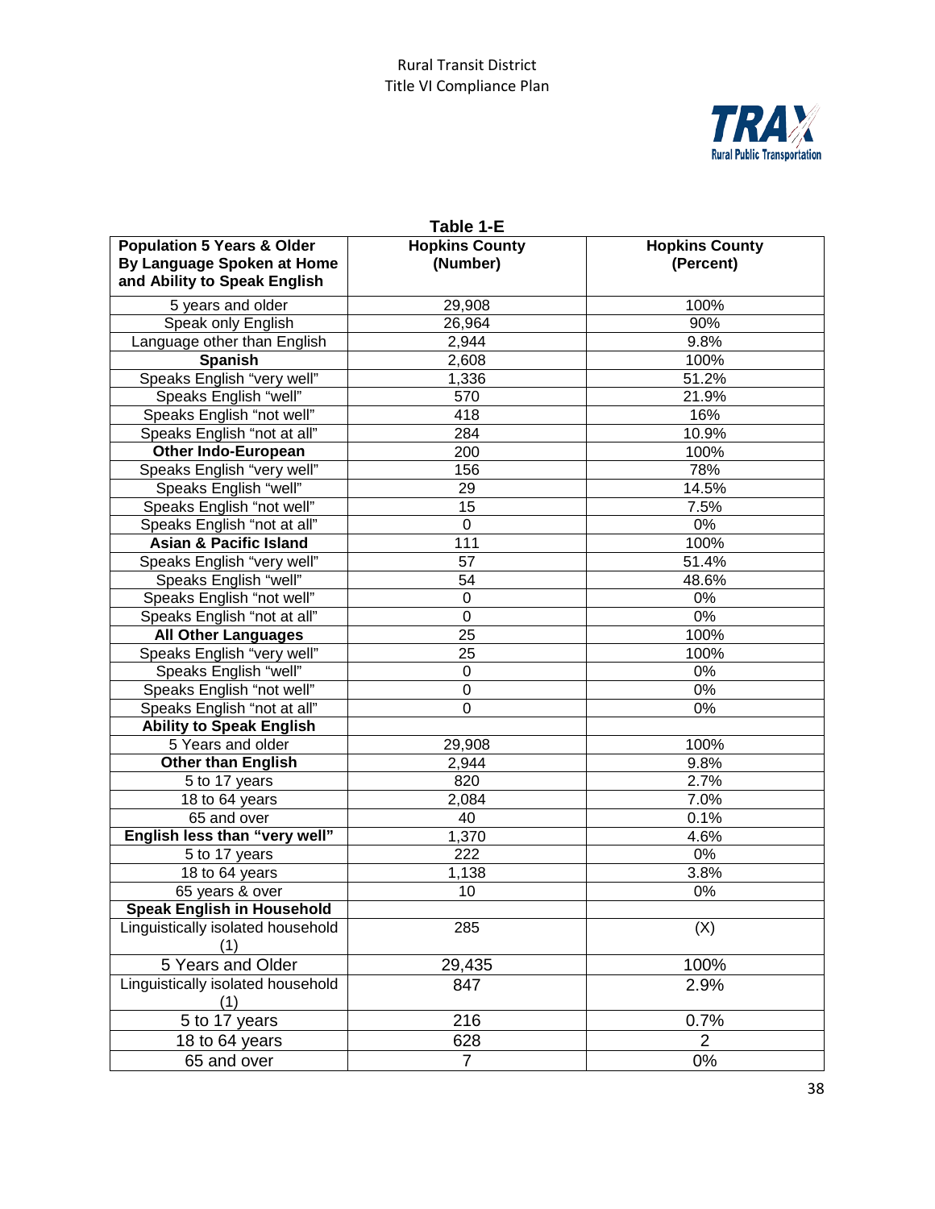**Table 1-E**

| **Population 5 Years & Older By Language Spoken at Home and Ability to Speak English** | **Hopkins County (Number)** | **Hopkins County (Percent)** |
|---|---|---|
| 5 years and older | 29,908 | 100% |
| Speak only English | 26,964 | 90% |
| Language other than English | 2,944 | 9.8% |
| **Spanish** | 2,608 | 100% |
| Speaks English "very well" | 1,336 | 51.2% |
| Speaks English "well" | 570 | 21.9% |
| Speaks English "not well" | 418 | 16% |
| Speaks English "not at all" | 284 | 10.9% |
| **Other Indo-European** | 200 | 100% |
| Speaks English "very well" | 156 | 78% |
| Speaks English "well" | 29 | 14.5% |
| Speaks English "not well" | 15 | 7.5% |
| Speaks English "not at all" | 0 | 0% |
| **Asian & Pacific Island** | 111 | 100% |
| Speaks English "very well" | 57 | 51.4% |
| Speaks English "well" | 54 | 48.6% |
| Speaks English "not well" | 0 | 0% |
| Speaks English "not at all" | 0 | 0% |
| **All Other Languages** | 25 | 100% |
| Speaks English "very well" | 25 | 100% |
| Speaks English "well" | 0 | 0% |
| Speaks English "not well" | 0 | 0% |
| Speaks English "not at all" | 0 | 0% |
| **Ability to Speak English** | | |
| 5 Years and older | 29,908 | 100% |
| **Other than English** | 2,944 | 9.8% |
| 5 to 17 years | 820 | 2.7% |
| 18 to 64 years | 2,084 | 7.0% |
| 65 and over | 40 | 0.1% |
| **English less than "very well"** | 1,370 | 4.6% |
| 5 to 17 years | 222 | 0% |
| 18 to 64 years | 1,138 | 3.8% |
| 65 years & over | 10 | 0% |
| **Speak English in Household** | | |
| Linguistically isolated household (1) | 285 | (X) |
| 5 Years and Older | 29,435 | 100% |
| Linguistically isolated household (1) | 847 | 2.9% |
| 5 to 17 years | 216 | 0.7% |
| 18 to 64 years | 628 | 2 |
| 65 and over | 7 | 0% |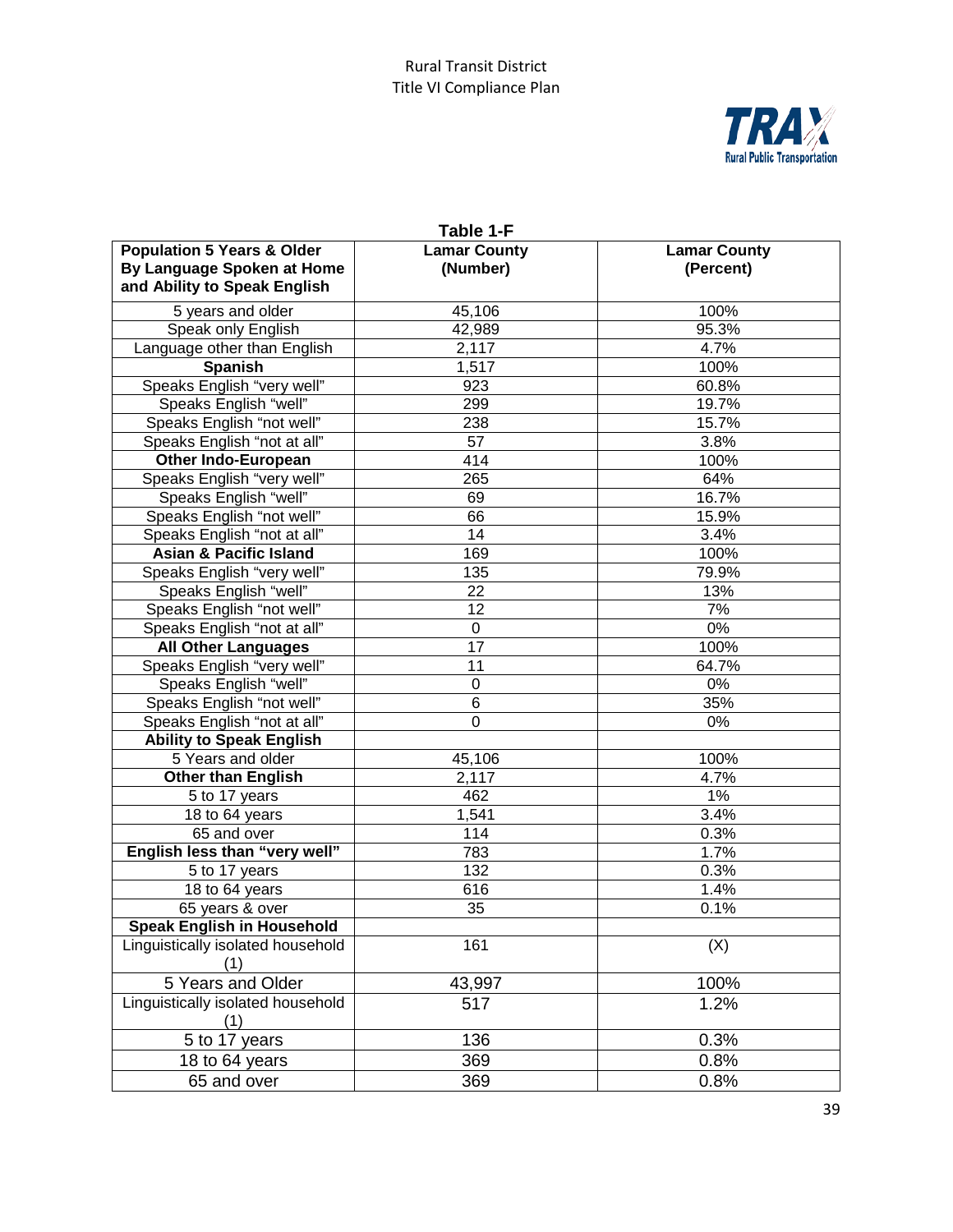**Table 1-F**

| **Population 5 Years & Older By Language Spoken at Home and Ability to Speak English** | **Lamar County (Number)** | **Lamar County (Percent)** |
|---|---|---|
| 5 years and older | 45,106 | 100% |
| Speak only English | 42,989 | 95.3% |
| Language other than English | 2,117 | 4.7% |
| **Spanish** | 1,517 | 100% |
| Speaks English "very well" | 923 | 60.8% |
| Speaks English "well" | 299 | 19.7% |
| Speaks English "not well" | 238 | 15.7% |
| Speaks English "not at all" | 57 | 3.8% |
| **Other Indo-European** | 414 | 100% |
| Speaks English "very well" | 265 | 64% |
| Speaks English "well" | 69 | 16.7% |
| Speaks English "not well" | 66 | 15.9% |
| Speaks English "not at all" | 14 | 3.4% |
| **Asian & Pacific Island** | 169 | 100% |
| Speaks English "very well" | 135 | 79.9% |
| Speaks English "well" | 22 | 13% |
| Speaks English "not well" | 12 | 7% |
| Speaks English "not at all" | 0 | 0% |
| **All Other Languages** | 17 | 100% |
| Speaks English "very well" | 11 | 64.7% |
| Speaks English "well" | 0 | 0% |
| Speaks English "not well" | 6 | 35% |
| Speaks English "not at all" | 0 | 0% |
| **Ability to Speak English** | | |
| 5 Years and older | 45,106 | 100% |
| **Other than English** | 2,117 | 4.7% |
| 5 to 17 years | 462 | 1% |
| 18 to 64 years | 1,541 | 3.4% |
| 65 and over | 114 | 0.3% |
| **English less than "very well"** | 783 | 1.7% |
| 5 to 17 years | 132 | 0.3% |
| 18 to 64 years | 616 | 1.4% |
| 65 years & over | 35 | 0.1% |
| **Speak English in Household** | | |
| Linguistically isolated household (1) | 161 | (X) |
| 5 Years and Older | 43,997 | 100% |
| Linguistically isolated household (1) | 517 | 1.2% |
| 5 to 17 years | 136 | 0.3% |
| 18 to 64 years | 369 | 0.8% |
| 65 and over | 369 | 0.8% |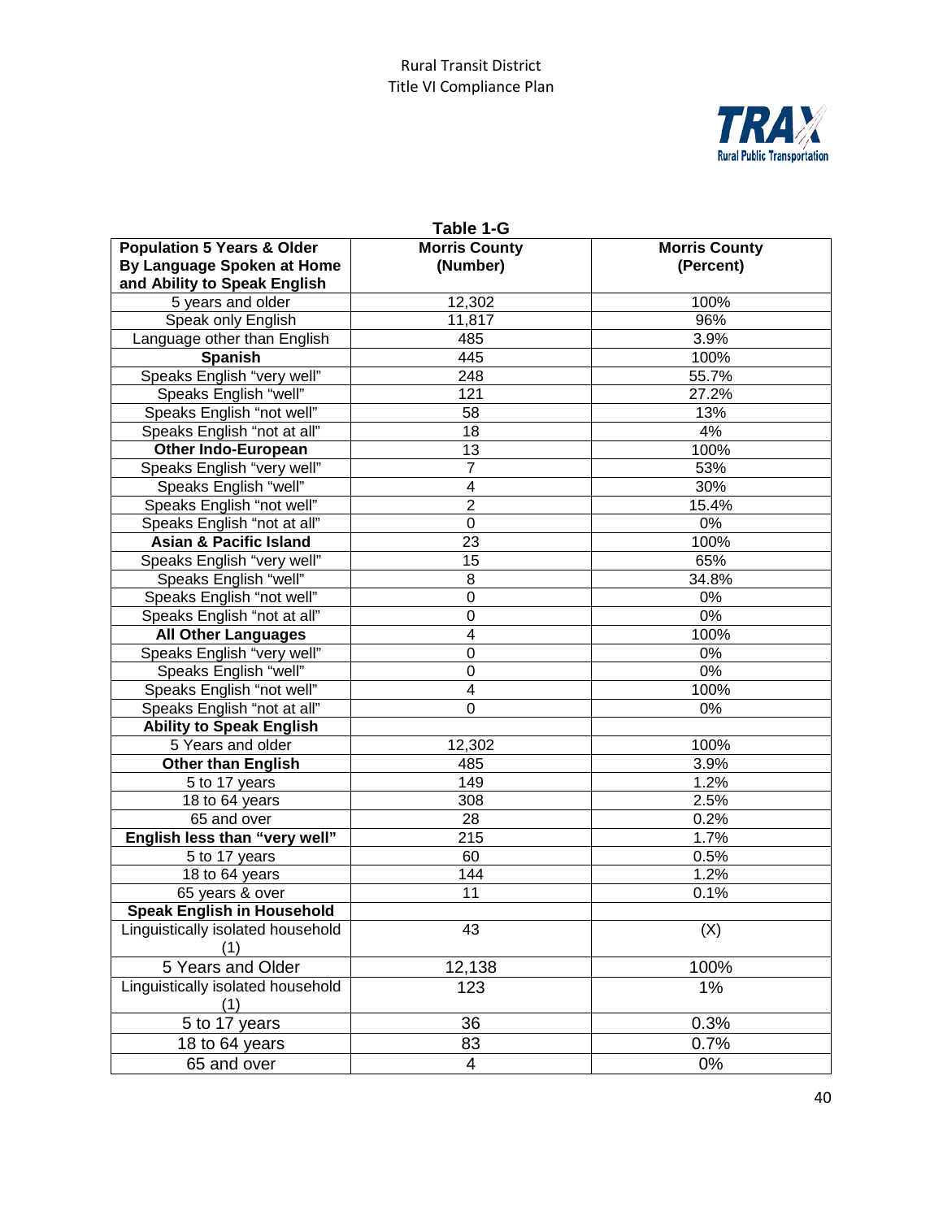**Table 1-G**

| **Population 5 Years & Older By Language Spoken at Home and Ability to Speak English** | **Morris County (Number)** | **Morris County (Percent)** |
|---|---|---|
| 5 years and older | 12,302 | 100% |
| Speak only English | 11,817 | 96% |
| Language other than English | 485 | 3.9% |
| **Spanish** | 445 | 100% |
| Speaks English “very well” | 248 | 55.7% |
| Speaks English “well” | 121 | 27.2% |
| Speaks English “not well” | 58 | 13% |
| Speaks English “not at all” | 18 | 4% |
| **Other Indo-European** | 13 | 100% |
| Speaks English “very well” | 7 | 53% |
| Speaks English “well” | 4 | 30% |
| Speaks English “not well” | 2 | 15.4% |
| Speaks English “not at all” | 0 | 0% |
| **Asian & Pacific Island** | 23 | 100% |
| Speaks English “very well” | 15 | 65% |
| Speaks English “well” | 8 | 34.8% |
| Speaks English “not well” | 0 | 0% |
| Speaks English “not at all” | 0 | 0% |
| **All Other Languages** | 4 | 100% |
| Speaks English “very well” | 0 | 0% |
| Speaks English “well” | 0 | 0% |
| Speaks English “not well” | 4 | 100% |
| Speaks English “not at all” | 0 | 0% |
| **Ability to Speak English** | | |
| 5 Years and older | 12,302 | 100% |
| **Other than English** | 485 | 3.9% |
| 5 to 17 years | 149 | 1.2% |
| 18 to 64 years | 308 | 2.5% |
| 65 and over | 28 | 0.2% |
| **English less than “very well”** | 215 | 1.7% |
| 5 to 17 years | 60 | 0.5% |
| 18 to 64 years | 144 | 1.2% |
| 65 years & over | 11 | 0.1% |
| **Speak English in Household** | | |
| Linguistically isolated household (1) | 43 | (X) |
| 5 Years and Older | 12,138 | 100% |
| Linguistically isolated household (1) | 123 | 1% |
| 5 to 17 years | 36 | 0.3% |
| 18 to 64 years | 83 | 0.7% |
| 65 and over | 4 | 0% |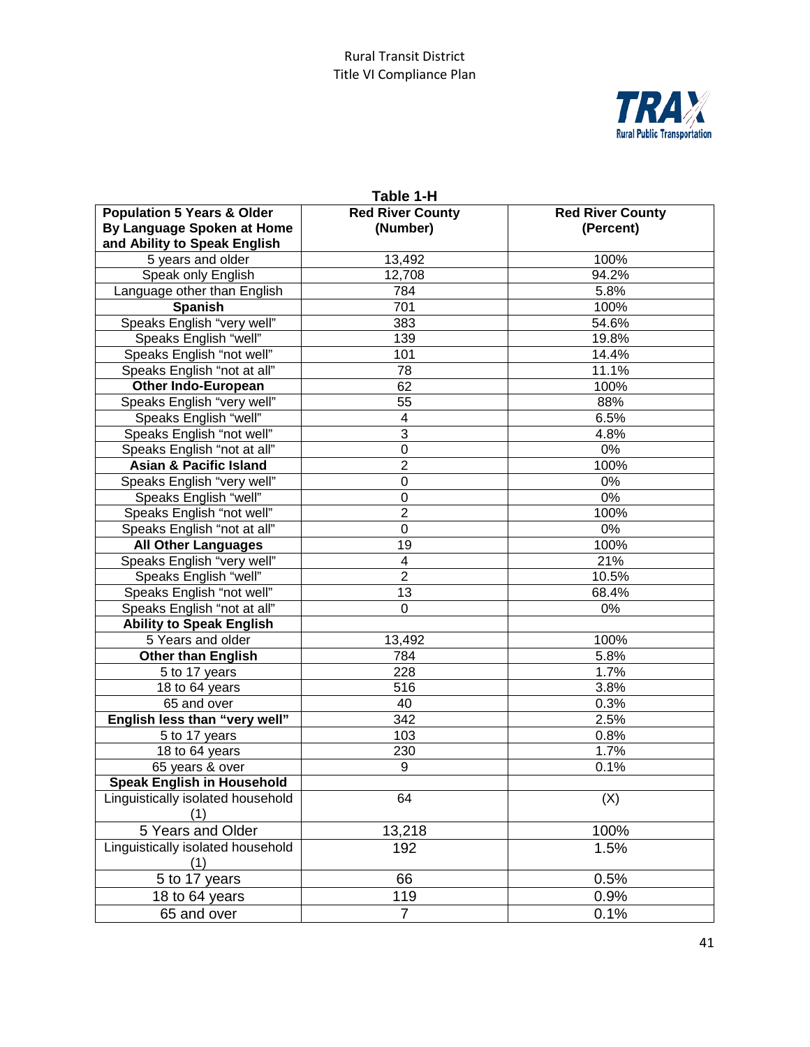**Table 1-H**

| Population 5 Years & Older By Language Spoken at Home and Ability to Speak English | Red River County (Number) | Red River County (Percent) |
|---|---|---|
| 5 years and older | 13,492 | 100% |
| Speak only English | 12,708 | 94.2% |
| Language other than English | 784 | 5.8% |
| **Spanish** | 701 | 100% |
| Speaks English "very well" | 383 | 54.6% |
| Speaks English "well" | 139 | 19.8% |
| Speaks English "not well" | 101 | 14.4% |
| Speaks English "not at all" | 78 | 11.1% |
| **Other Indo-European** | 62 | 100% |
| Speaks English "very well" | 55 | 88% |
| Speaks English "well" | 4 | 6.5% |
| Speaks English "not well" | 3 | 4.8% |
| Speaks English "not at all" | 0 | 0% |
| **Asian & Pacific Island** | 2 | 100% |
| Speaks English "very well" | 0 | 0% |
| Speaks English "well" | 0 | 0% |
| Speaks English "not well" | 2 | 100% |
| Speaks English "not at all" | 0 | 0% |
| **All Other Languages** | 19 | 100% |
| Speaks English "very well" | 4 | 21% |
| Speaks English "well" | 2 | 10.5% |
| Speaks English "not well" | 13 | 68.4% |
| Speaks English "not at all" | 0 | 0% |
| **Ability to Speak English** | | |
| 5 Years and older | 13,492 | 100% |
| **Other than English** | 784 | 5.8% |
| 5 to 17 years | 228 | 1.7% |
| 18 to 64 years | 516 | 3.8% |
| 65 and over | 40 | 0.3% |
| **English less than "very well"** | 342 | 2.5% |
| 5 to 17 years | 103 | 0.8% |
| 18 to 64 years | 230 | 1.7% |
| 65 years & over | 9 | 0.1% |
| **Speak English in Household** | | |
| Linguistically isolated household (1) | 64 | (X) |
| 5 Years and Older | 13,218 | 100% |
| Linguistically isolated household (1) | 192 | 1.5% |
| 5 to 17 years | 66 | 0.5% |
| 18 to 64 years | 119 | 0.9% |
| 65 and over | 7 | 0.1% |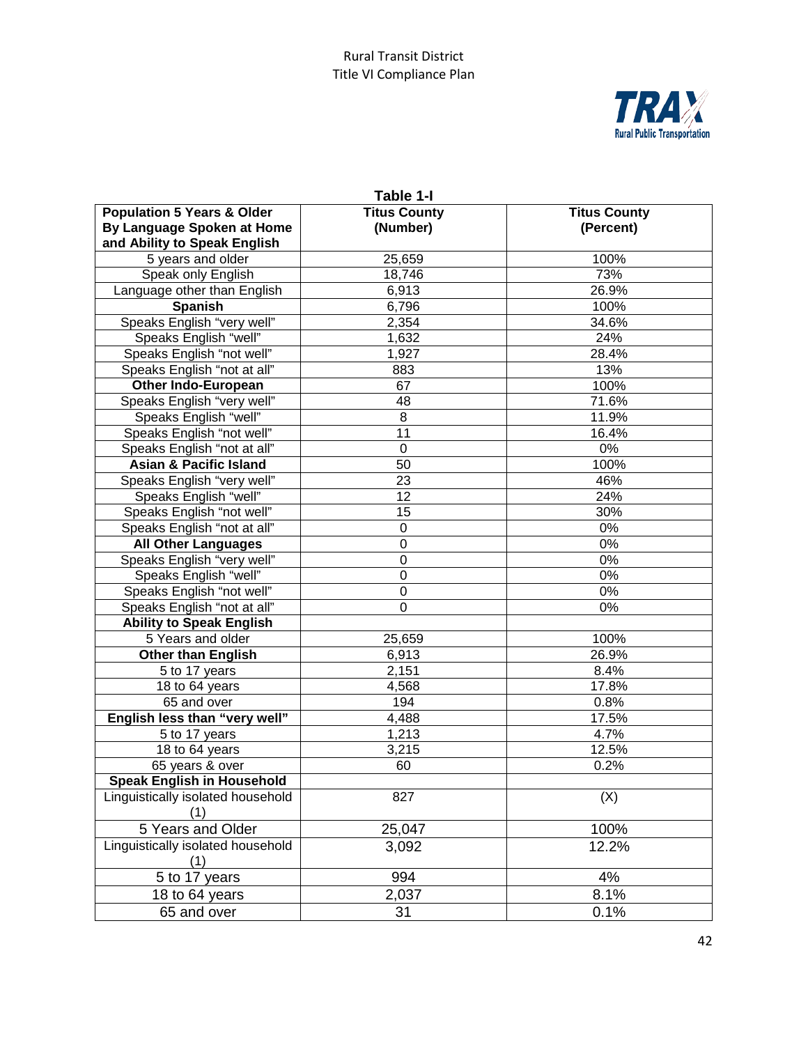**Table 1-I**

| Population 5 Years & Older By Language Spoken at Home and Ability to Speak English | Titus County (Number) | Titus County (Percent) |
|---|---|---|
| 5 years and older | 25,659 | 100% |
| Speak only English | 18,746 | 73% |
| Language other than English | 6,913 | 26.9% |
| **Spanish** | 6,796 | 100% |
| Speaks English "very well" | 2,354 | 34.6% |
| Speaks English "well" | 1,632 | 24% |
| Speaks English "not well" | 1,927 | 28.4% |
| Speaks English "not at all" | 883 | 13% |
| **Other Indo-European** | 67 | 100% |
| Speaks English "very well" | 48 | 71.6% |
| Speaks English "well" | 8 | 11.9% |
| Speaks English "not well" | 11 | 16.4% |
| Speaks English "not at all" | 0 | 0% |
| **Asian & Pacific Island** | 50 | 100% |
| Speaks English "very well" | 23 | 46% |
| Speaks English "well" | 12 | 24% |
| Speaks English "not well" | 15 | 30% |
| Speaks English "not at all" | 0 | 0% |
| **All Other Languages** | 0 | 0% |
| Speaks English "very well" | 0 | 0% |
| Speaks English "well" | 0 | 0% |
| Speaks English "not well" | 0 | 0% |
| Speaks English "not at all" | 0 | 0% |
| **Ability to Speak English** | | |
| 5 Years and older | 25,659 | 100% |
| **Other than English** | 6,913 | 26.9% |
| 5 to 17 years | 2,151 | 8.4% |
| 18 to 64 years | 4,568 | 17.8% |
| 65 and over | 194 | 0.8% |
| **English less than "very well"** | 4,488 | 17.5% |
| 5 to 17 years | 1,213 | 4.7% |
| 18 to 64 years | 3,215 | 12.5% |
| 65 years & over | 60 | 0.2% |
| **Speak English in Household** | | |
| Linguistically isolated household (1) | 827 | (X) |
| 5 Years and Older | 25,047 | 100% |
| Linguistically isolated household (1) | 3,092 | 12.2% |
| 5 to 17 years | 994 | 4% |
| 18 to 64 years | 2,037 | 8.1% |
| 65 and over | 31 | 0.1% |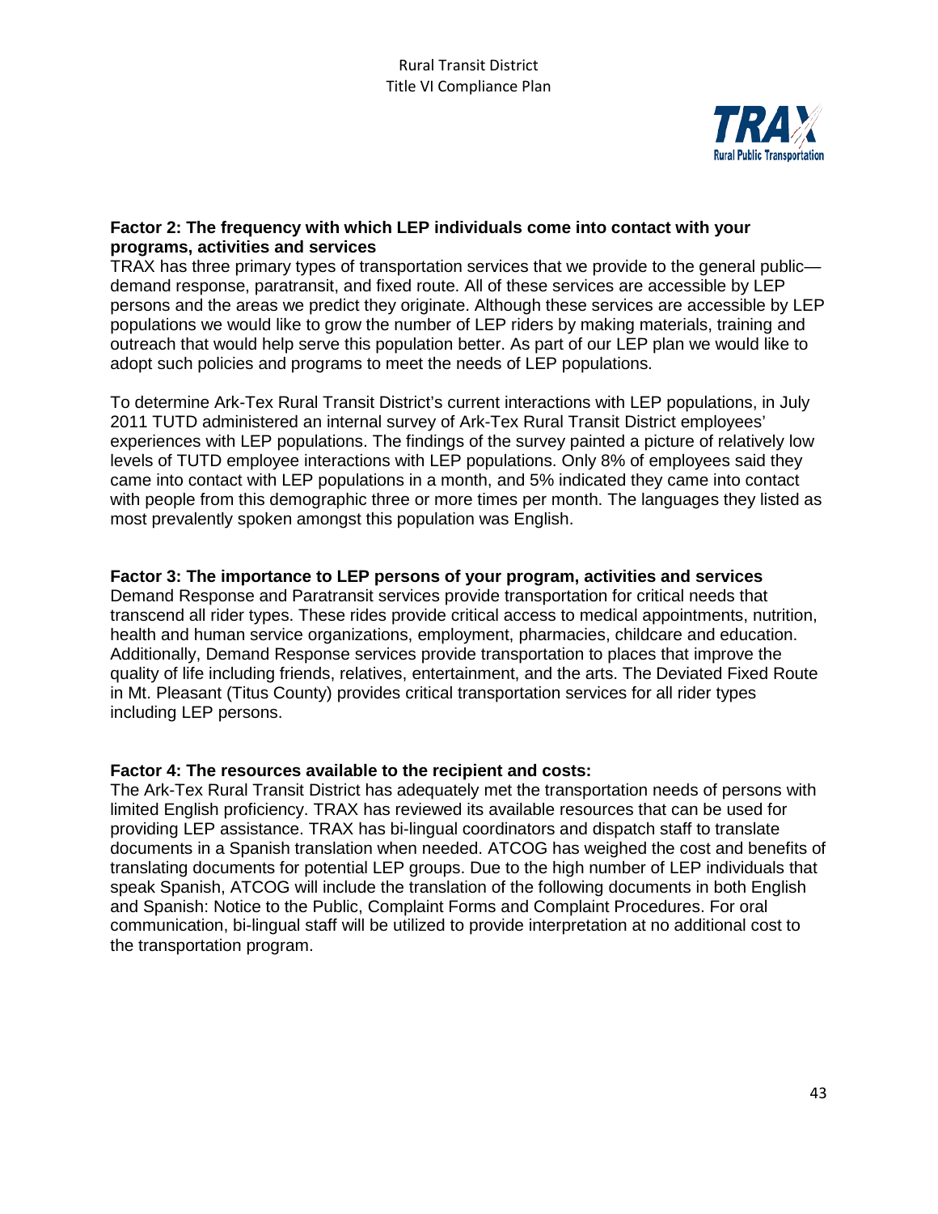**Factor 2: The frequency with which LEP individuals come into contact with your programs, activities and services**

TRAX has three primary types of transportation services that we provide to the general public—demand response, paratransit, and fixed route. All of these services are accessible by LEP persons and the areas we predict they originate. Although these services are accessible by LEP populations we would like to grow the number of LEP riders by making materials, training and outreach that would help serve this population better. As part of our LEP plan we would like to adopt such policies and programs to meet the needs of LEP populations.

To determine Ark-Tex Rural Transit District's current interactions with LEP populations, in July 2011 TUTD administered an internal survey of Ark-Tex Rural Transit District employees' experiences with LEP populations. The findings of the survey painted a picture of relatively low levels of TUTD employee interactions with LEP populations. Only 8% of employees said they came into contact with LEP populations in a month, and 5% indicated they came into contact with people from this demographic three or more times per month. The languages they listed as most prevalently spoken amongst this population was English.

**Factor 3: The importance to LEP persons of your program, activities and services**

Demand Response and Paratransit services provide transportation for critical needs that transcend all rider types. These rides provide critical access to medical appointments, nutrition, health and human service organizations, employment, pharmacies, childcare and education. Additionally, Demand Response services provide transportation to places that improve the quality of life including friends, relatives, entertainment, and the arts. The Deviated Fixed Route in Mt. Pleasant (Titus County) provides critical transportation services for all rider types including LEP persons.

**Factor 4: The resources available to the recipient and costs:**

The Ark-Tex Rural Transit District has adequately met the transportation needs of persons with limited English proficiency. TRAX has reviewed its available resources that can be used for providing LEP assistance. TRAX has bi-lingual coordinators and dispatch staff to translate documents in a Spanish translation when needed. ATCOG has weighed the cost and benefits of translating documents for potential LEP groups. Due to the high number of LEP individuals that speak Spanish, ATCOG will include the translation of the following documents in both English and Spanish: Notice to the Public, Complaint Forms and Complaint Procedures. For oral communication, bi-lingual staff will be utilized to provide interpretation at no additional cost to the transportation program.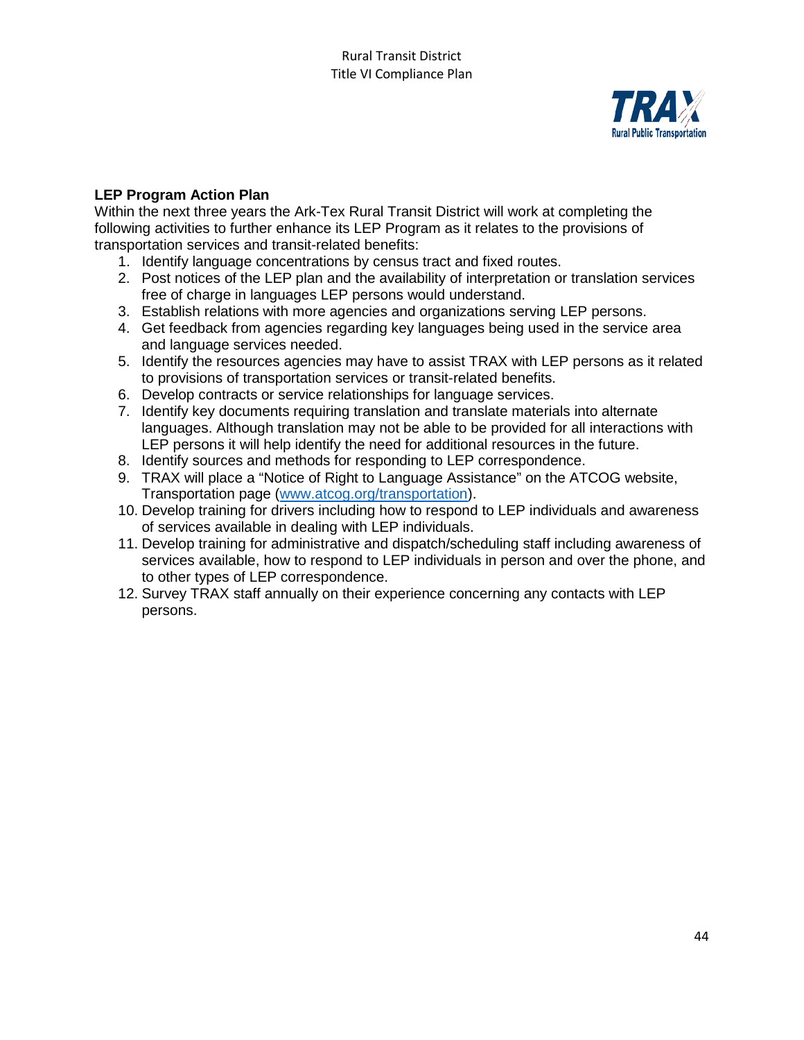**LEP Program Action Plan**

Within the next three years the Ark-Tex Rural Transit District will work at completing the following activities to further enhance its LEP Program as it relates to the provisions of transportation services and transit-related benefits:

1. Identify language concentrations by census tract and fixed routes.
2. Post notices of the LEP plan and the availability of interpretation or translation services free of charge in languages LEP persons would understand.
3. Establish relations with more agencies and organizations serving LEP persons.
4. Get feedback from agencies regarding key languages being used in the service area and language services needed.
5. Identify the resources agencies may have to assist TRAX with LEP persons as it related to provisions of transportation services or transit-related benefits.
6. Develop contracts or service relationships for language services.
7. Identify key documents requiring translation and translate materials into alternate languages. Although translation may not be able to be provided for all interactions with LEP persons it will help identify the need for additional resources in the future.
8. Identify sources and methods for responding to LEP correspondence.
9. TRAX will place a "Notice of Right to Language Assistance" on the ATCOG website, Transportation page (www.atcog.org/transportation).
10. Develop training for drivers including how to respond to LEP individuals and awareness of services available in dealing with LEP individuals.
11. Develop training for administrative and dispatch/scheduling staff including awareness of services available, how to respond to LEP individuals in person and over the phone, and to other types of LEP correspondence.
12. Survey TRAX staff annually on their experience concerning any contacts with LEP persons.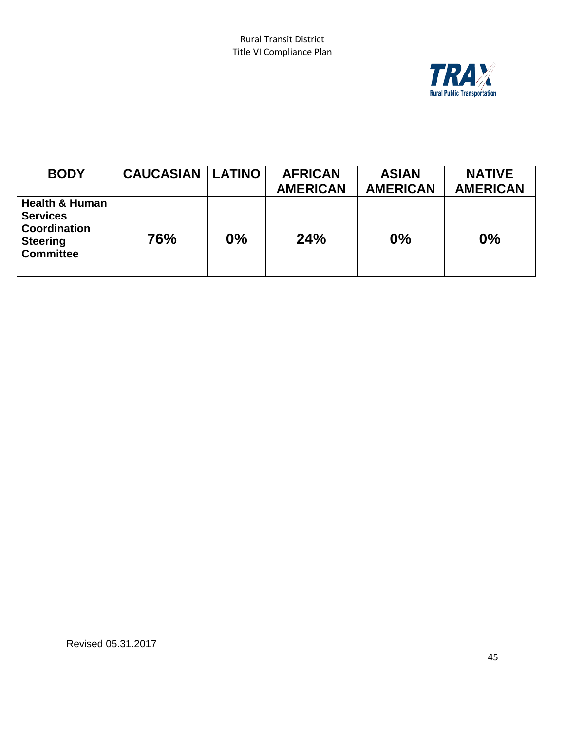| BODY | CAUCASIAN | LATINO | AFRICAN AMERICAN | ASIAN AMERICAN | NATIVE AMERICAN |
|---|---|---|---|---|---|
| **Health & Human Services Coordination Steering Committee** | **76%** | **0%** | **24%** | **0%** | **0%** |

Revised 05.31.2017